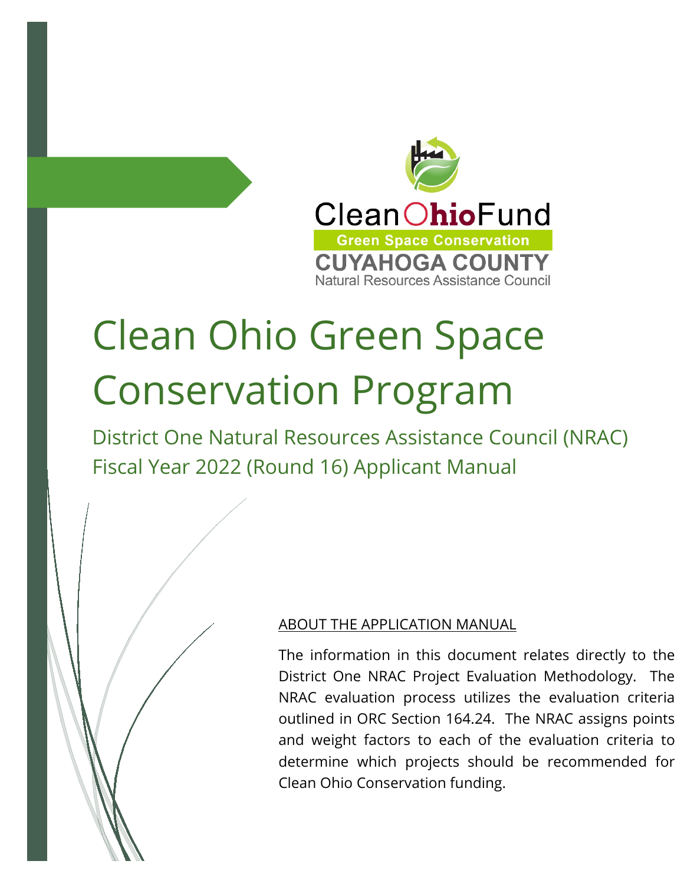Clean Ohio Fund

Green Space Conservation

CUYAHOGA COUNTY

Natural Resources Assistance Council

# Clean Ohio Green Space Conservation Program

## District One Natural Resources Assistance Council (NRAC) Fiscal Year 2022 (Round 16) Applicant Manual

ABOUT THE APPLICATION MANUAL

The information in this document relates directly to the District One NRAC Project Evaluation Methodology. The NRAC evaluation process utilizes the evaluation criteria outlined in ORC Section 164.24. The NRAC assigns points and weight factors to each of the evaluation criteria to determine which projects should be recommended for Clean Ohio Conservation funding.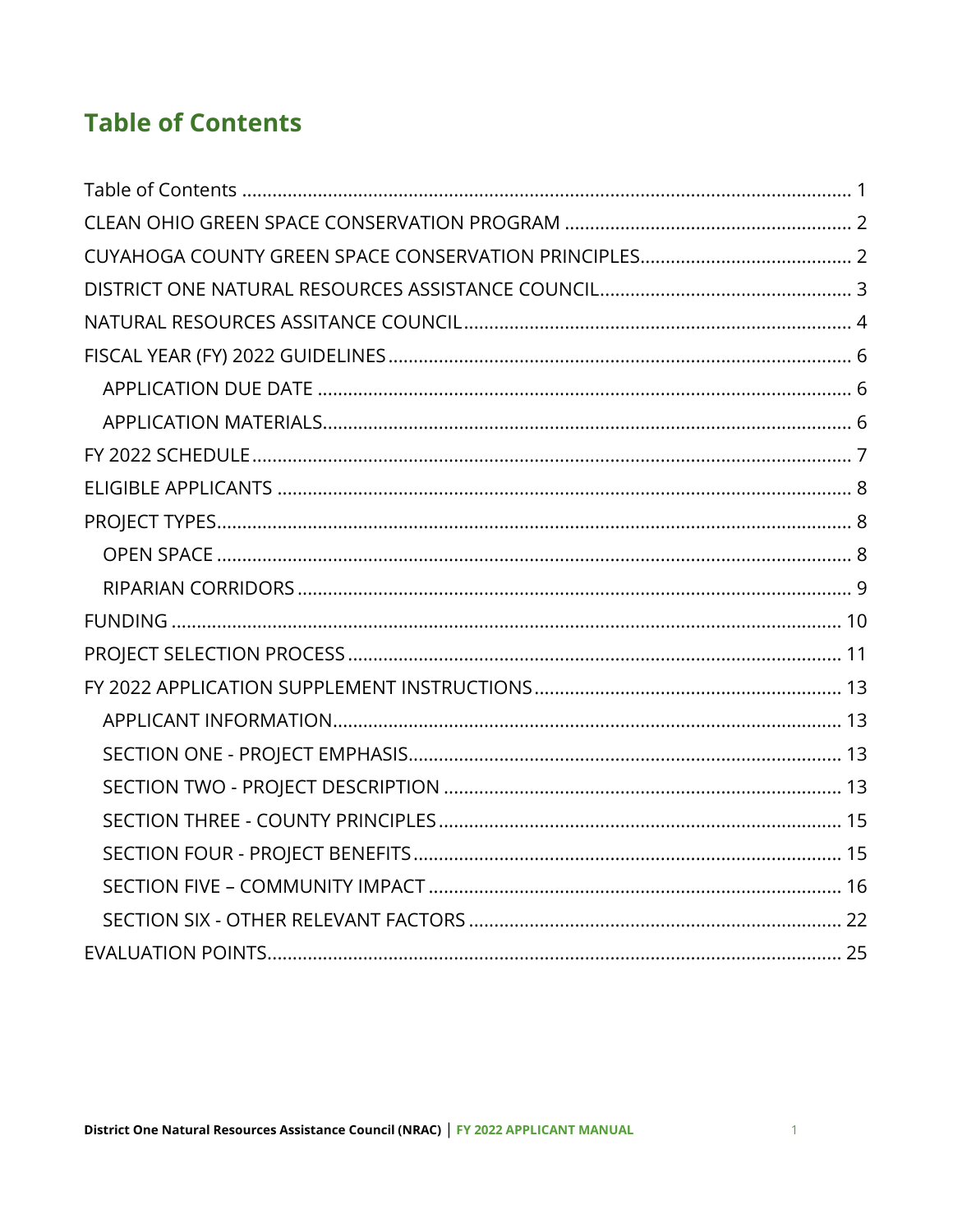# Table of Contents

- Table of Contents ........ 1
- CLEAN OHIO GREEN SPACE CONSERVATION PROGRAM ........ 2
- CUYAHOGA COUNTY GREEN SPACE CONSERVATION PRINCIPLES........ 2
- DISTRICT ONE NATURAL RESOURCES ASSISTANCE COUNCIL........ 3
- NATURAL RESOURCES ASSITANCE COUNCIL........ 4
- FISCAL YEAR (FY) 2022 GUIDELINES........ 6
  - APPLICATION DUE DATE ........ 6
  - APPLICATION MATERIALS........ 6
- FY 2022 SCHEDULE........ 7
- ELIGIBLE APPLICANTS ........ 8
- PROJECT TYPES........ 8
  - OPEN SPACE ........ 8
  - RIPARIAN CORRIDORS ........ 9
- FUNDING ........ 10
- PROJECT SELECTION PROCESS ........ 11
- FY 2022 APPLICATION SUPPLEMENT INSTRUCTIONS........ 13
  - APPLICANT INFORMATION........ 13
  - SECTION ONE - PROJECT EMPHASIS........ 13
  - SECTION TWO - PROJECT DESCRIPTION ........ 13
  - SECTION THREE - COUNTY PRINCIPLES ........ 15
  - SECTION FOUR - PROJECT BENEFITS........ 15
  - SECTION FIVE – COMMUNITY IMPACT ........ 16
  - SECTION SIX - OTHER RELEVANT FACTORS ........ 22
- EVALUATION POINTS........ 25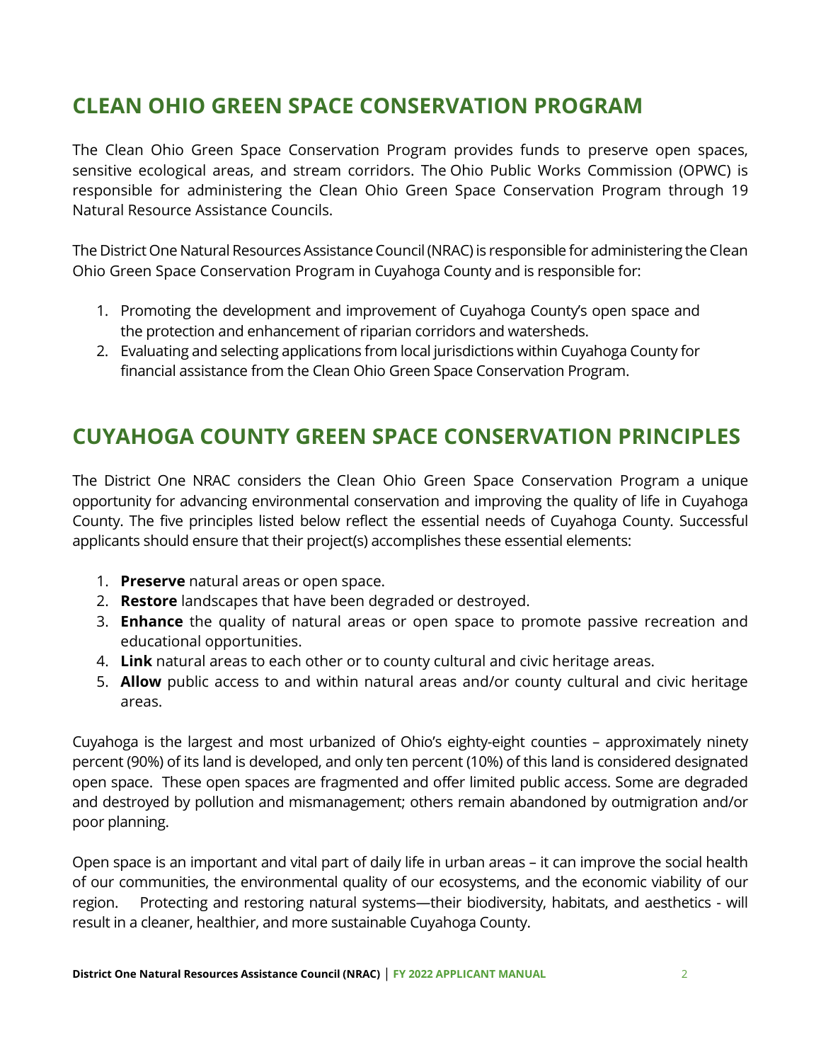## CLEAN OHIO GREEN SPACE CONSERVATION PROGRAM

The Clean Ohio Green Space Conservation Program provides funds to preserve open spaces, sensitive ecological areas, and stream corridors. The Ohio Public Works Commission (OPWC) is responsible for administering the Clean Ohio Green Space Conservation Program through 19 Natural Resource Assistance Councils.

The District One Natural Resources Assistance Council (NRAC) is responsible for administering the Clean Ohio Green Space Conservation Program in Cuyahoga County and is responsible for:

1. Promoting the development and improvement of Cuyahoga County's open space and the protection and enhancement of riparian corridors and watersheds.
2. Evaluating and selecting applications from local jurisdictions within Cuyahoga County for financial assistance from the Clean Ohio Green Space Conservation Program.

## CUYAHOGA COUNTY GREEN SPACE CONSERVATION PRINCIPLES

The District One NRAC considers the Clean Ohio Green Space Conservation Program a unique opportunity for advancing environmental conservation and improving the quality of life in Cuyahoga County. The five principles listed below reflect the essential needs of Cuyahoga County. Successful applicants should ensure that their project(s) accomplishes these essential elements:

1. **Preserve** natural areas or open space.
2. **Restore** landscapes that have been degraded or destroyed.
3. **Enhance** the quality of natural areas or open space to promote passive recreation and educational opportunities.
4. **Link** natural areas to each other or to county cultural and civic heritage areas.
5. **Allow** public access to and within natural areas and/or county cultural and civic heritage areas.

Cuyahoga is the largest and most urbanized of Ohio's eighty-eight counties – approximately ninety percent (90%) of its land is developed, and only ten percent (10%) of this land is considered designated open space. These open spaces are fragmented and offer limited public access. Some are degraded and destroyed by pollution and mismanagement; others remain abandoned by outmigration and/or poor planning.

Open space is an important and vital part of daily life in urban areas – it can improve the social health of our communities, the environmental quality of our ecosystems, and the economic viability of our region. Protecting and restoring natural systems—their biodiversity, habitats, and aesthetics - will result in a cleaner, healthier, and more sustainable Cuyahoga County.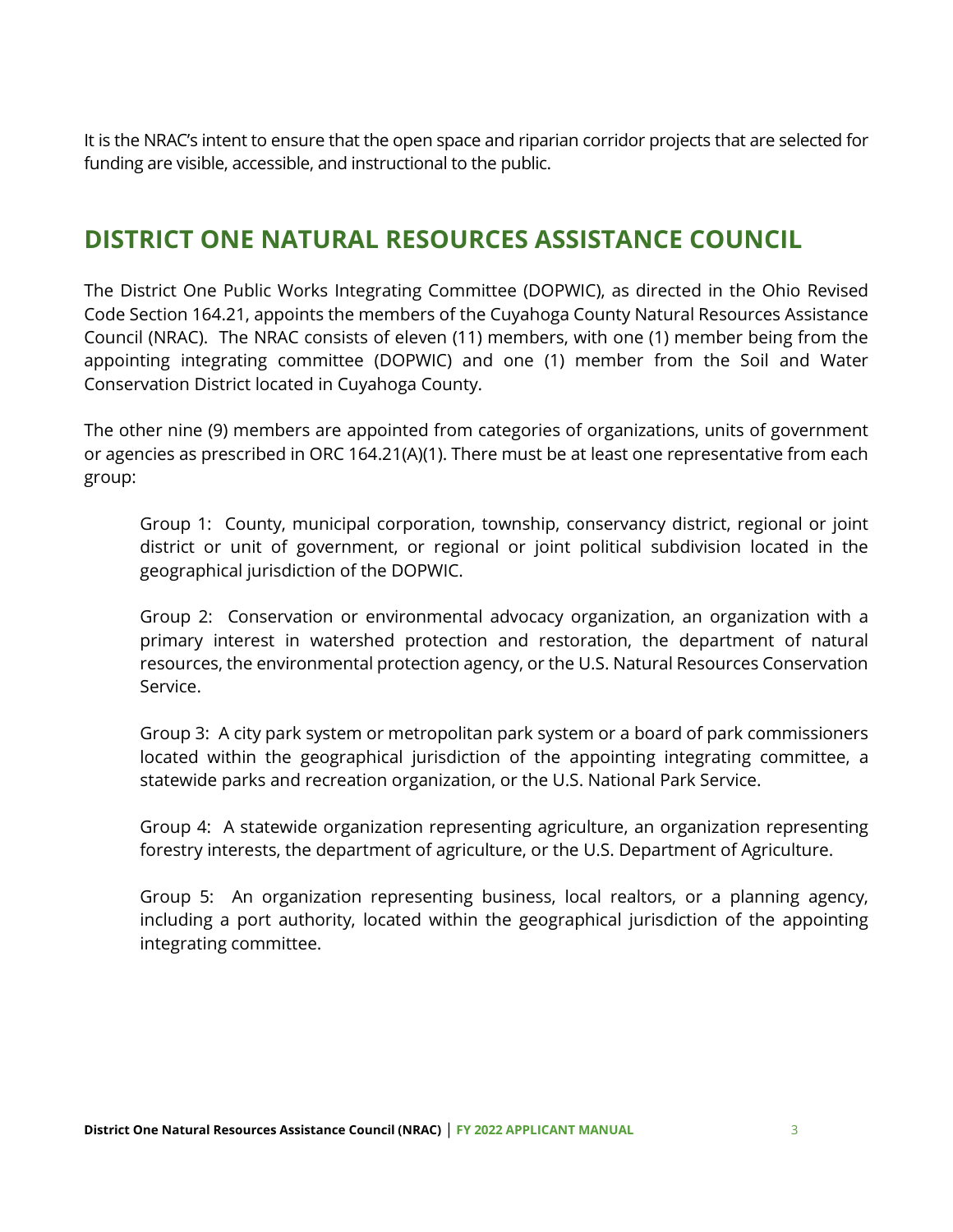It is the NRAC's intent to ensure that the open space and riparian corridor projects that are selected for funding are visible, accessible, and instructional to the public.

## DISTRICT ONE NATURAL RESOURCES ASSISTANCE COUNCIL

The District One Public Works Integrating Committee (DOPWIC), as directed in the Ohio Revised Code Section 164.21, appoints the members of the Cuyahoga County Natural Resources Assistance Council (NRAC). The NRAC consists of eleven (11) members, with one (1) member being from the appointing integrating committee (DOPWIC) and one (1) member from the Soil and Water Conservation District located in Cuyahoga County.

The other nine (9) members are appointed from categories of organizations, units of government or agencies as prescribed in ORC 164.21(A)(1). There must be at least one representative from each group:

Group 1: County, municipal corporation, township, conservancy district, regional or joint district or unit of government, or regional or joint political subdivision located in the geographical jurisdiction of the DOPWIC.

Group 2: Conservation or environmental advocacy organization, an organization with a primary interest in watershed protection and restoration, the department of natural resources, the environmental protection agency, or the U.S. Natural Resources Conservation Service.

Group 3: A city park system or metropolitan park system or a board of park commissioners located within the geographical jurisdiction of the appointing integrating committee, a statewide parks and recreation organization, or the U.S. National Park Service.

Group 4: A statewide organization representing agriculture, an organization representing forestry interests, the department of agriculture, or the U.S. Department of Agriculture.

Group 5: An organization representing business, local realtors, or a planning agency, including a port authority, located within the geographical jurisdiction of the appointing integrating committee.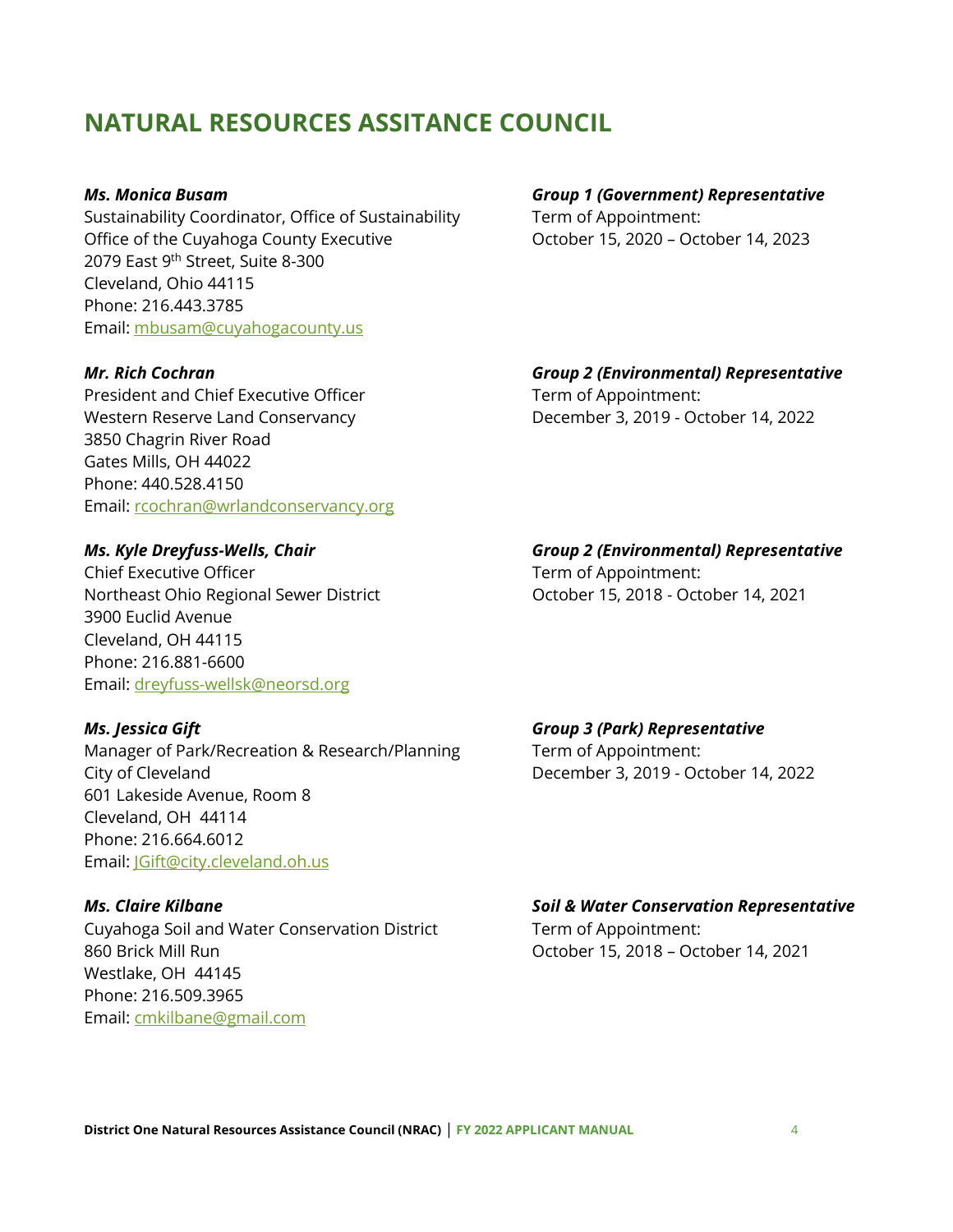# NATURAL RESOURCES ASSITANCE COUNCIL

***Ms. Monica Busam***
Sustainability Coordinator, Office of Sustainability
Office of the Cuyahoga County Executive
2079 East 9th Street, Suite 8-300
Cleveland, Ohio 44115
Phone: 216.443.3785
Email: mbusam@cuyahogacounty.us

***Group 1 (Government) Representative***
Term of Appointment:
October 15, 2020 – October 14, 2023

***Mr. Rich Cochran***
President and Chief Executive Officer
Western Reserve Land Conservancy
3850 Chagrin River Road
Gates Mills, OH 44022
Phone: 440.528.4150
Email: rcochran@wrlandconservancy.org

***Group 2 (Environmental) Representative***
Term of Appointment:
December 3, 2019 - October 14, 2022

***Ms. Kyle Dreyfuss-Wells, Chair***
Chief Executive Officer
Northeast Ohio Regional Sewer District
3900 Euclid Avenue
Cleveland, OH 44115
Phone: 216.881-6600
Email: dreyfuss-wellsk@neorsd.org

***Group 2 (Environmental) Representative***
Term of Appointment:
October 15, 2018 - October 14, 2021

***Ms. Jessica Gift***
Manager of Park/Recreation & Research/Planning
City of Cleveland
601 Lakeside Avenue, Room 8
Cleveland, OH 44114
Phone: 216.664.6012
Email: JGift@city.cleveland.oh.us

***Group 3 (Park) Representative***
Term of Appointment:
December 3, 2019 - October 14, 2022

***Ms. Claire Kilbane***
Cuyahoga Soil and Water Conservation District
860 Brick Mill Run
Westlake, OH 44145
Phone: 216.509.3965
Email: cmkilbane@gmail.com

***Soil & Water Conservation Representative***
Term of Appointment:
October 15, 2018 – October 14, 2021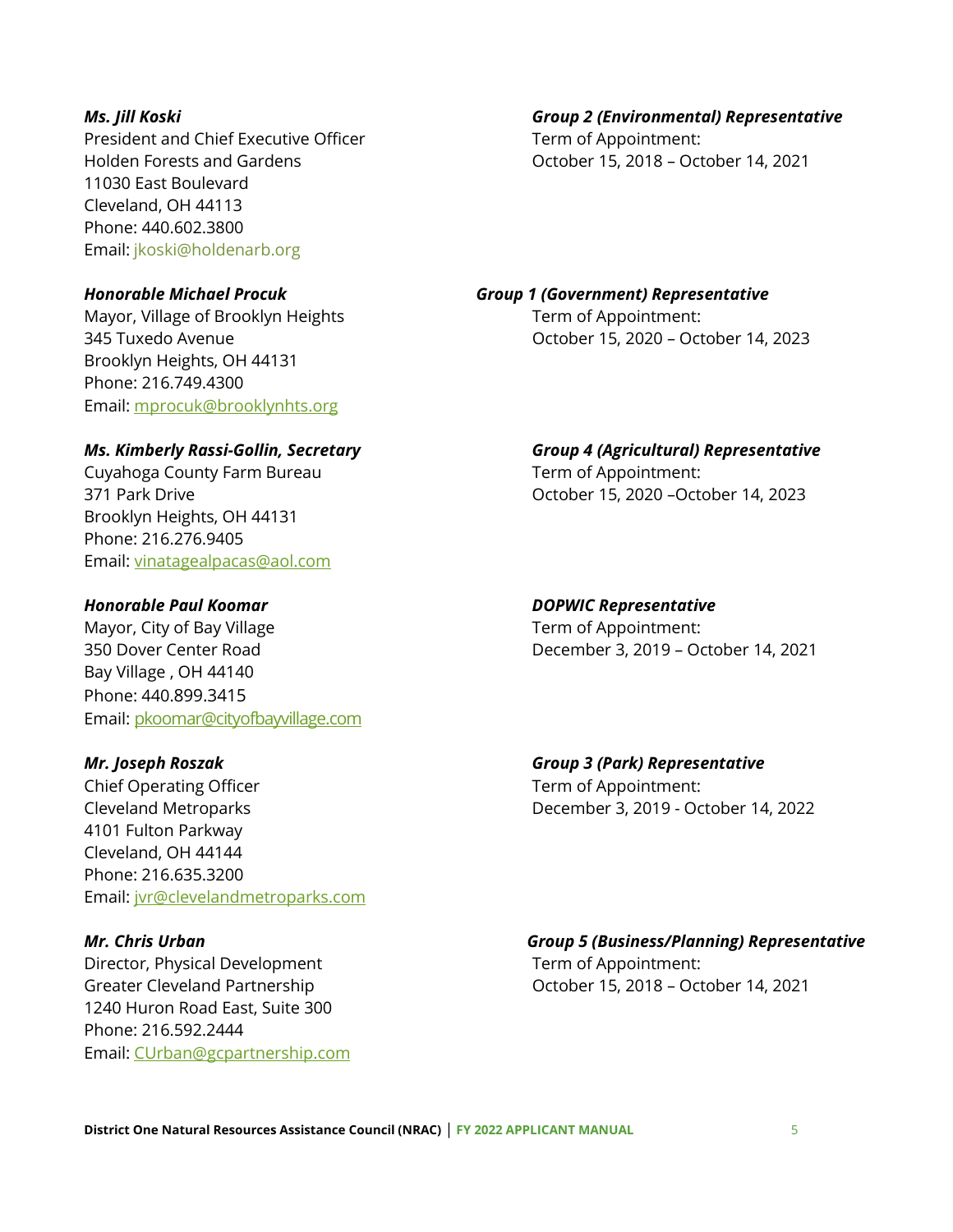***Ms. Jill Koski***
President and Chief Executive Officer
Holden Forests and Gardens
11030 East Boulevard
Cleveland, OH 44113
Phone: 440.602.3800
Email: jkoski@holdenarb.org

***Group 2 (Environmental) Representative***
Term of Appointment:
October 15, 2018 – October 14, 2021

***Honorable Michael Procuk***
Mayor, Village of Brooklyn Heights
345 Tuxedo Avenue
Brooklyn Heights, OH 44131
Phone: 216.749.4300
Email: mprocuk@brooklynhts.org

***Group 1 (Government) Representative***
Term of Appointment:
October 15, 2020 – October 14, 2023

***Ms. Kimberly Rassi-Gollin, Secretary***
Cuyahoga County Farm Bureau
371 Park Drive
Brooklyn Heights, OH 44131
Phone: 216.276.9405
Email: vinatagealpacas@aol.com

***Group 4 (Agricultural) Representative***
Term of Appointment:
October 15, 2020 –October 14, 2023

***Honorable Paul Koomar***
Mayor, City of Bay Village
350 Dover Center Road
Bay Village , OH 44140
Phone: 440.899.3415
Email: pkoomar@cityofbayvillage.com

***DOPWIC Representative***
Term of Appointment:
December 3, 2019 – October 14, 2021

***Mr. Joseph Roszak***
Chief Operating Officer
Cleveland Metroparks
4101 Fulton Parkway
Cleveland, OH 44144
Phone: 216.635.3200
Email: jvr@clevelandmetroparks.com

***Group 3 (Park) Representative***
Term of Appointment:
December 3, 2019 - October 14, 2022

***Mr. Chris Urban***
Director, Physical Development
Greater Cleveland Partnership
1240 Huron Road East, Suite 300
Phone: 216.592.2444
Email: CUrban@gcpartnership.com

***Group 5 (Business/Planning) Representative***
Term of Appointment:
October 15, 2018 – October 14, 2021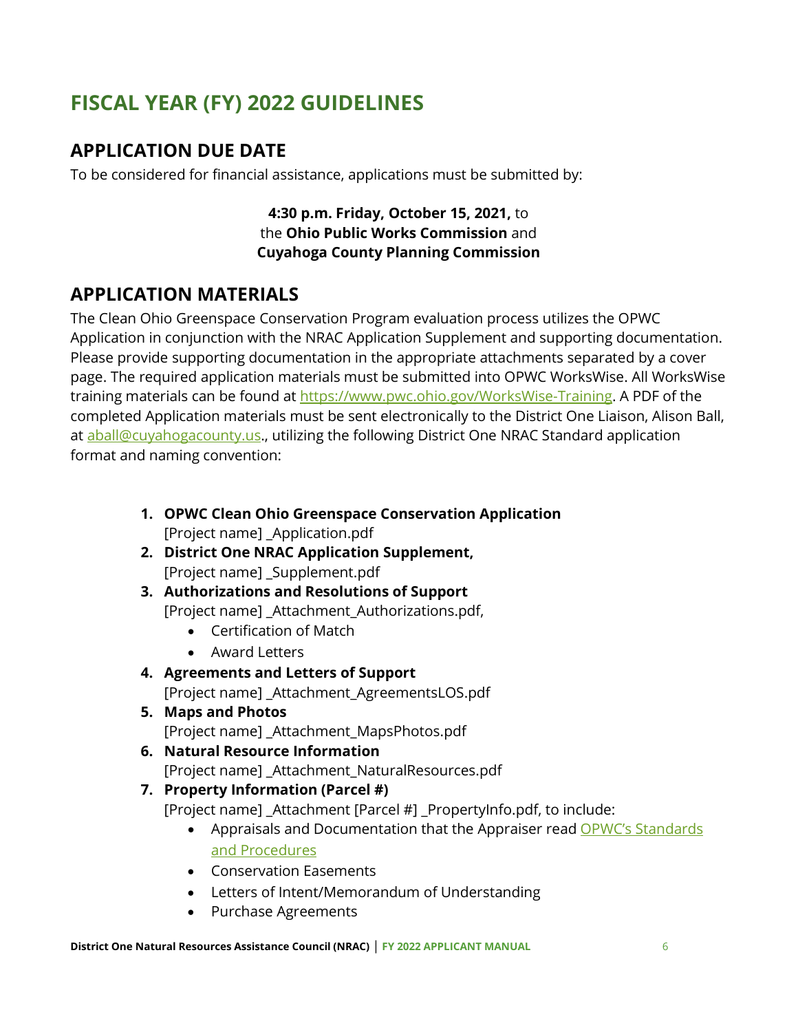# FISCAL YEAR (FY) 2022 GUIDELINES

## APPLICATION DUE DATE

To be considered for financial assistance, applications must be submitted by:

**4:30 p.m. Friday, October 15, 2021,** to
the **Ohio Public Works Commission** and
**Cuyahoga County Planning Commission**

## APPLICATION MATERIALS

The Clean Ohio Greenspace Conservation Program evaluation process utilizes the OPWC Application in conjunction with the NRAC Application Supplement and supporting documentation. Please provide supporting documentation in the appropriate attachments separated by a cover page. The required application materials must be submitted into OPWC WorksWise. All WorksWise training materials can be found at https://www.pwc.ohio.gov/WorksWise-Training. A PDF of the completed Application materials must be sent electronically to the District One Liaison, Alison Ball, at aball@cuyahogacounty.us., utilizing the following District One NRAC Standard application format and naming convention:

1. **OPWC Clean Ohio Greenspace Conservation Application**
   [Project name] _Application.pdf
2. **District One NRAC Application Supplement,**
   [Project name] _Supplement.pdf
3. **Authorizations and Resolutions of Support**
   [Project name] _Attachment_Authorizations.pdf,
   - Certification of Match
   - Award Letters
4. **Agreements and Letters of Support**
   [Project name] _Attachment_AgreementsLOS.pdf
5. **Maps and Photos**
   [Project name] _Attachment_MapsPhotos.pdf
6. **Natural Resource Information**
   [Project name] _Attachment_NaturalResources.pdf
7. **Property Information (Parcel #)**
   [Project name] _Attachment [Parcel #] _PropertyInfo.pdf, to include:
   - Appraisals and Documentation that the Appraiser read OPWC's Standards and Procedures
   - Conservation Easements
   - Letters of Intent/Memorandum of Understanding
   - Purchase Agreements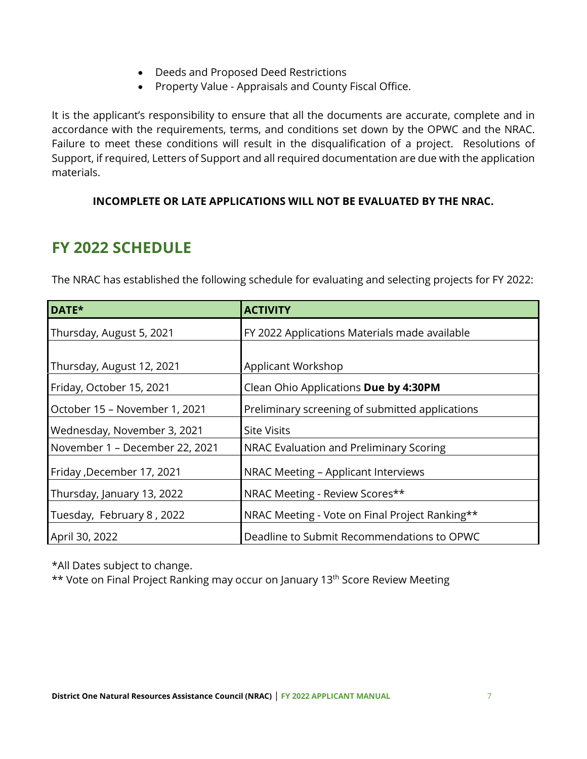- Deeds and Proposed Deed Restrictions
- Property Value - Appraisals and County Fiscal Office.

It is the applicant's responsibility to ensure that all the documents are accurate, complete and in accordance with the requirements, terms, and conditions set down by the OPWC and the NRAC. Failure to meet these conditions will result in the disqualification of a project. Resolutions of Support, if required, Letters of Support and all required documentation are due with the application materials.

**INCOMPLETE OR LATE APPLICATIONS WILL NOT BE EVALUATED BY THE NRAC.**

## FY 2022 SCHEDULE

The NRAC has established the following schedule for evaluating and selecting projects for FY 2022:

| DATE* | ACTIVITY |
|---|---|
| Thursday, August 5, 2021 | FY 2022 Applications Materials made available |
| Thursday, August 12, 2021 | Applicant Workshop |
| Friday, October 15, 2021 | Clean Ohio Applications **Due by 4:30PM** |
| October 15 – November 1, 2021 | Preliminary screening of submitted applications |
| Wednesday, November 3, 2021 | Site Visits |
| November 1 – December 22, 2021 | NRAC Evaluation and Preliminary Scoring |
| Friday ,December 17, 2021 | NRAC Meeting – Applicant Interviews |
| Thursday, January 13, 2022 | NRAC Meeting - Review Scores** |
| Tuesday, February 8 , 2022 | NRAC Meeting - Vote on Final Project Ranking** |
| April 30, 2022 | Deadline to Submit Recommendations to OPWC |

*All Dates subject to change.
** Vote on Final Project Ranking may occur on January 13th Score Review Meeting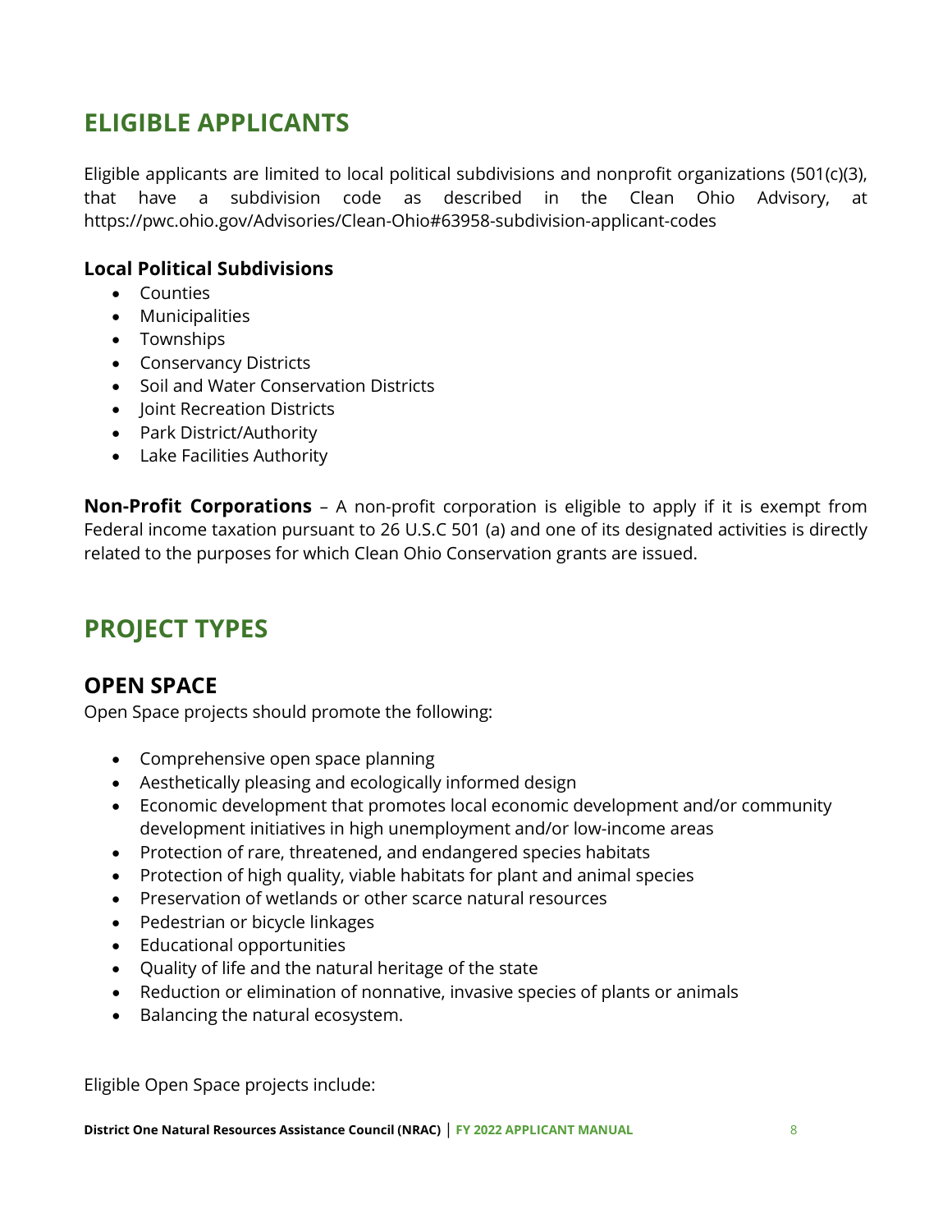## ELIGIBLE APPLICANTS

Eligible applicants are limited to local political subdivisions and nonprofit organizations (501(c)(3), that have a subdivision code as described in the Clean Ohio Advisory, at https://pwc.ohio.gov/Advisories/Clean-Ohio#63958-subdivision-applicant-codes

**Local Political Subdivisions**

- Counties
- Municipalities
- Townships
- Conservancy Districts
- Soil and Water Conservation Districts
- Joint Recreation Districts
- Park District/Authority
- Lake Facilities Authority

**Non-Profit Corporations** – A non-profit corporation is eligible to apply if it is exempt from Federal income taxation pursuant to 26 U.S.C 501 (a) and one of its designated activities is directly related to the purposes for which Clean Ohio Conservation grants are issued.

## PROJECT TYPES

### OPEN SPACE

Open Space projects should promote the following:

- Comprehensive open space planning
- Aesthetically pleasing and ecologically informed design
- Economic development that promotes local economic development and/or community development initiatives in high unemployment and/or low-income areas
- Protection of rare, threatened, and endangered species habitats
- Protection of high quality, viable habitats for plant and animal species
- Preservation of wetlands or other scarce natural resources
- Pedestrian or bicycle linkages
- Educational opportunities
- Quality of life and the natural heritage of the state
- Reduction or elimination of nonnative, invasive species of plants or animals
- Balancing the natural ecosystem.

Eligible Open Space projects include: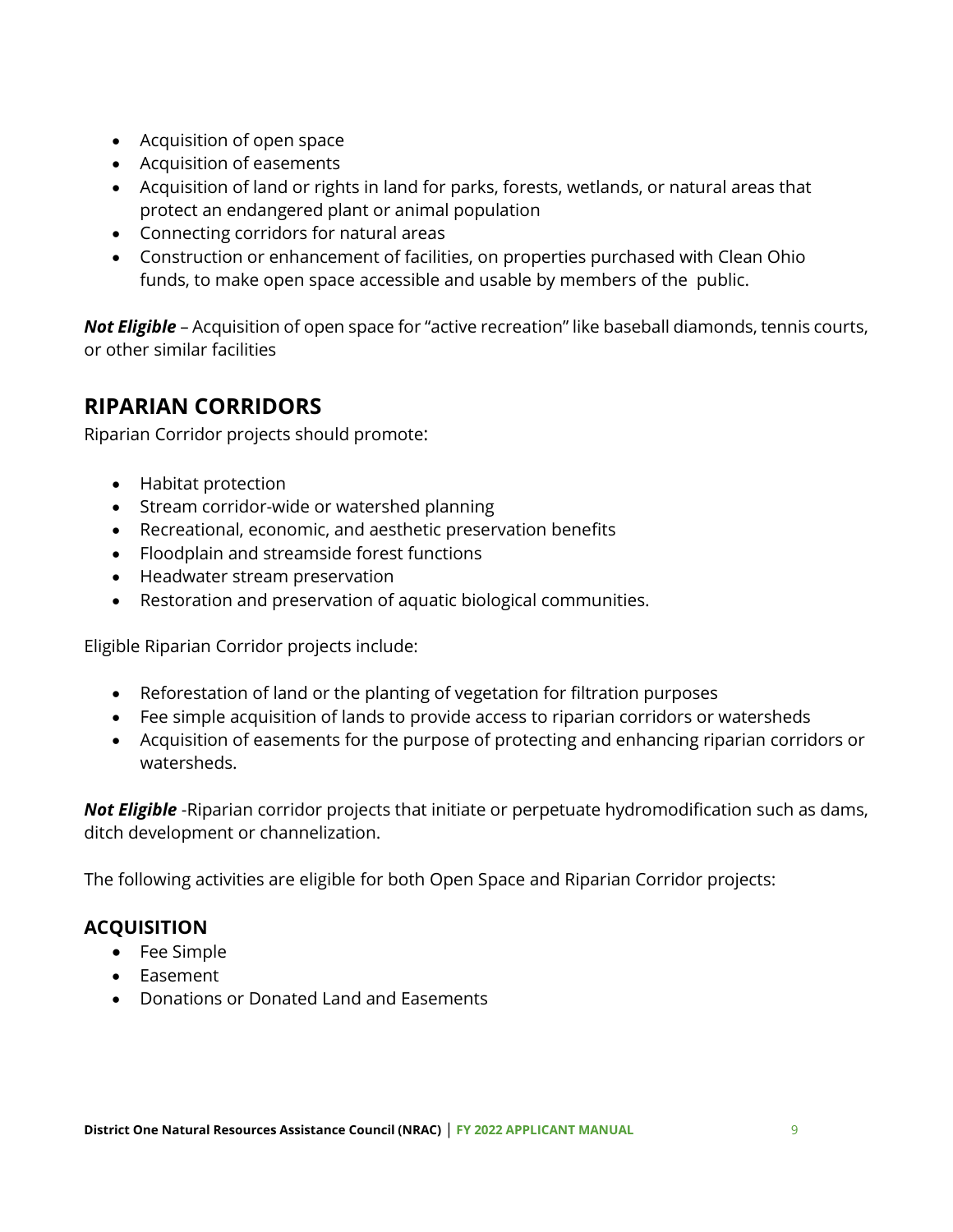- Acquisition of open space
- Acquisition of easements
- Acquisition of land or rights in land for parks, forests, wetlands, or natural areas that protect an endangered plant or animal population
- Connecting corridors for natural areas
- Construction or enhancement of facilities, on properties purchased with Clean Ohio funds, to make open space accessible and usable by members of the public.

***Not Eligible*** – Acquisition of open space for "active recreation" like baseball diamonds, tennis courts, or other similar facilities

## RIPARIAN CORRIDORS

Riparian Corridor projects should promote:

- Habitat protection
- Stream corridor-wide or watershed planning
- Recreational, economic, and aesthetic preservation benefits
- Floodplain and streamside forest functions
- Headwater stream preservation
- Restoration and preservation of aquatic biological communities.

Eligible Riparian Corridor projects include:

- Reforestation of land or the planting of vegetation for filtration purposes
- Fee simple acquisition of lands to provide access to riparian corridors or watersheds
- Acquisition of easements for the purpose of protecting and enhancing riparian corridors or watersheds.

***Not Eligible*** -Riparian corridor projects that initiate or perpetuate hydromodification such as dams, ditch development or channelization.

The following activities are eligible for both Open Space and Riparian Corridor projects:

### ACQUISITION

- Fee Simple
- Easement
- Donations or Donated Land and Easements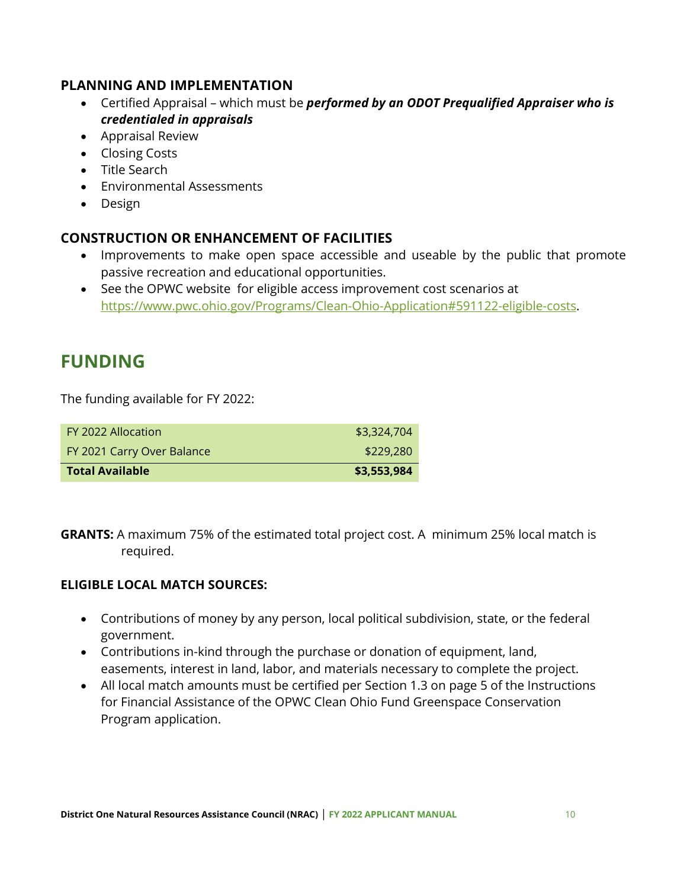### PLANNING AND IMPLEMENTATION

- Certified Appraisal – which must be ***performed by an ODOT Prequalified Appraiser who is credentialed in appraisals***
- Appraisal Review
- Closing Costs
- Title Search
- Environmental Assessments
- Design

### CONSTRUCTION OR ENHANCEMENT OF FACILITIES

- Improvements to make open space accessible and useable by the public that promote passive recreation and educational opportunities.
- See the OPWC website for eligible access improvement cost scenarios at https://www.pwc.ohio.gov/Programs/Clean-Ohio-Application#591122-eligible-costs.

## FUNDING

The funding available for FY 2022:

| | |
|---|---:|
| FY 2022 Allocation | $3,324,704 |
| FY 2021 Carry Over Balance | $229,280 |
| **Total Available** | **$3,553,984** |

**GRANTS:** A maximum 75% of the estimated total project cost. A minimum 25% local match is required.

**ELIGIBLE LOCAL MATCH SOURCES:**

- Contributions of money by any person, local political subdivision, state, or the federal government.
- Contributions in-kind through the purchase or donation of equipment, land, easements, interest in land, labor, and materials necessary to complete the project.
- All local match amounts must be certified per Section 1.3 on page 5 of the Instructions for Financial Assistance of the OPWC Clean Ohio Fund Greenspace Conservation Program application.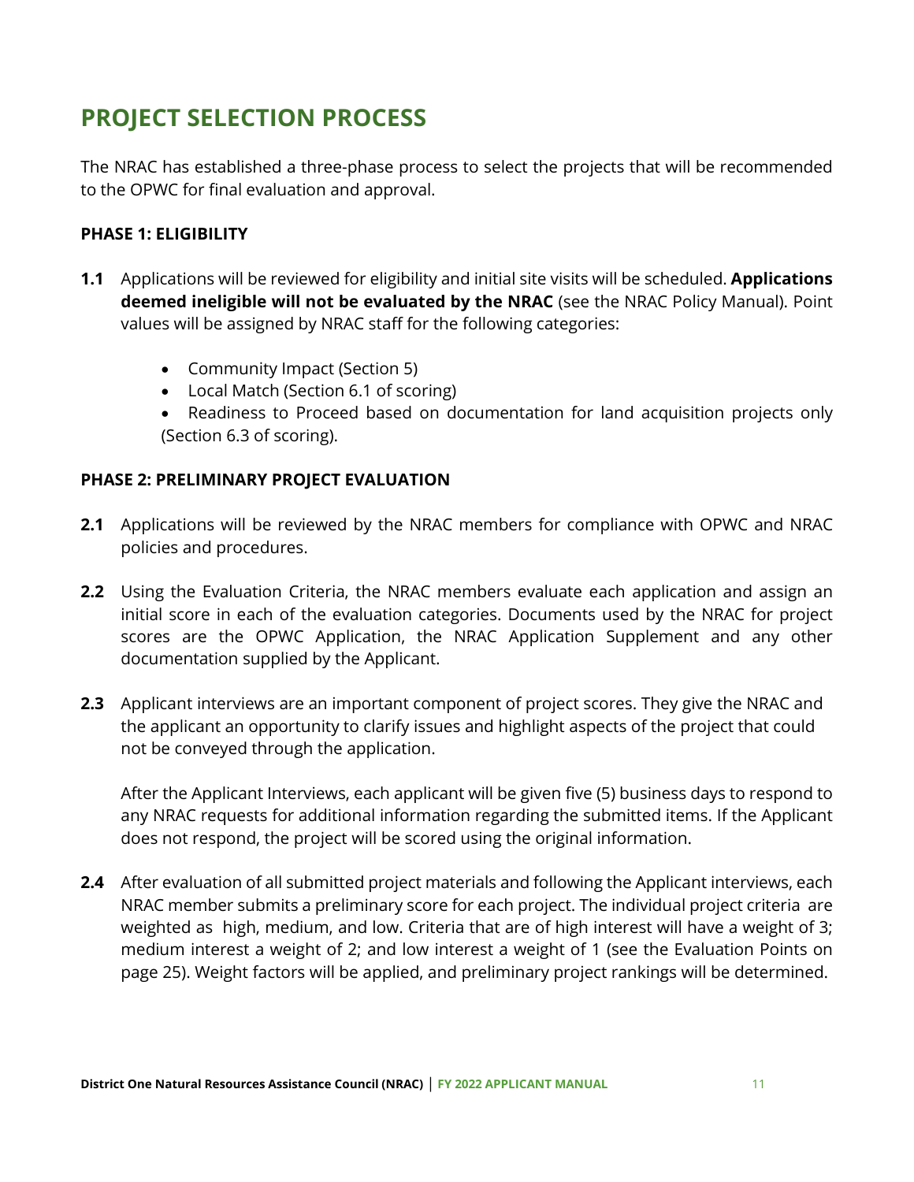# PROJECT SELECTION PROCESS

The NRAC has established a three-phase process to select the projects that will be recommended to the OPWC for final evaluation and approval.

### PHASE 1: ELIGIBILITY

**1.1** Applications will be reviewed for eligibility and initial site visits will be scheduled. **Applications deemed ineligible will not be evaluated by the NRAC** (see the NRAC Policy Manual). Point values will be assigned by NRAC staff for the following categories:

- Community Impact (Section 5)
- Local Match (Section 6.1 of scoring)
- Readiness to Proceed based on documentation for land acquisition projects only (Section 6.3 of scoring).

### PHASE 2: PRELIMINARY PROJECT EVALUATION

**2.1** Applications will be reviewed by the NRAC members for compliance with OPWC and NRAC policies and procedures.

**2.2** Using the Evaluation Criteria, the NRAC members evaluate each application and assign an initial score in each of the evaluation categories. Documents used by the NRAC for project scores are the OPWC Application, the NRAC Application Supplement and any other documentation supplied by the Applicant.

**2.3** Applicant interviews are an important component of project scores. They give the NRAC and the applicant an opportunity to clarify issues and highlight aspects of the project that could not be conveyed through the application.

After the Applicant Interviews, each applicant will be given five (5) business days to respond to any NRAC requests for additional information regarding the submitted items. If the Applicant does not respond, the project will be scored using the original information.

**2.4** After evaluation of all submitted project materials and following the Applicant interviews, each NRAC member submits a preliminary score for each project. The individual project criteria are weighted as high, medium, and low. Criteria that are of high interest will have a weight of 3; medium interest a weight of 2; and low interest a weight of 1 (see the Evaluation Points on page 25). Weight factors will be applied, and preliminary project rankings will be determined.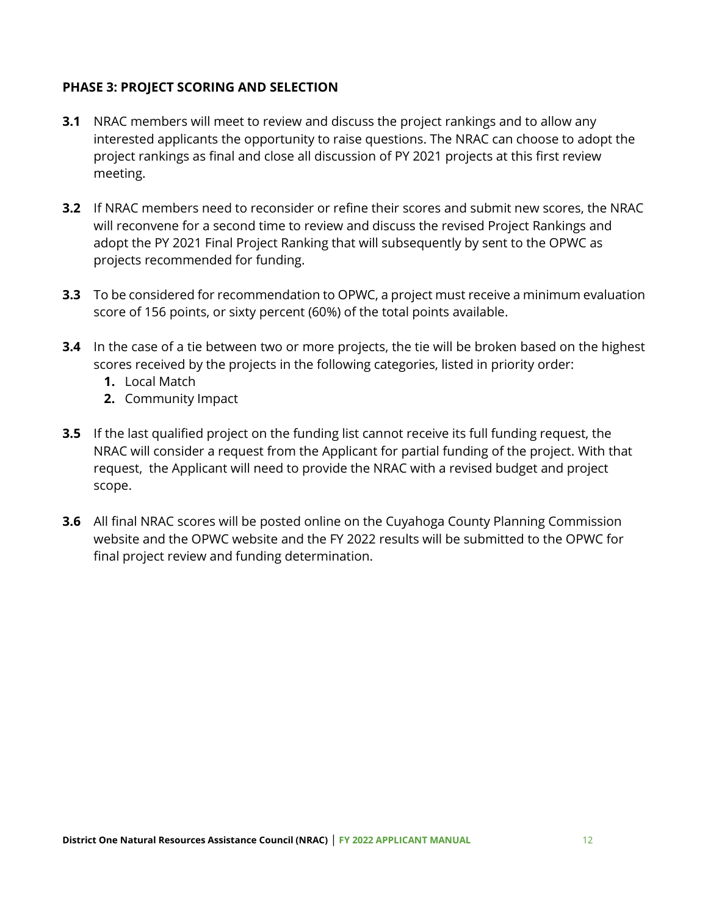**PHASE 3: PROJECT SCORING AND SELECTION**

**3.1** NRAC members will meet to review and discuss the project rankings and to allow any interested applicants the opportunity to raise questions. The NRAC can choose to adopt the project rankings as final and close all discussion of PY 2021 projects at this first review meeting.

**3.2** If NRAC members need to reconsider or refine their scores and submit new scores, the NRAC will reconvene for a second time to review and discuss the revised Project Rankings and adopt the PY 2021 Final Project Ranking that will subsequently by sent to the OPWC as projects recommended for funding.

**3.3** To be considered for recommendation to OPWC, a project must receive a minimum evaluation score of 156 points, or sixty percent (60%) of the total points available.

**3.4** In the case of a tie between two or more projects, the tie will be broken based on the highest scores received by the projects in the following categories, listed in priority order:

1. Local Match
2. Community Impact

**3.5** If the last qualified project on the funding list cannot receive its full funding request, the NRAC will consider a request from the Applicant for partial funding of the project. With that request, the Applicant will need to provide the NRAC with a revised budget and project scope.

**3.6** All final NRAC scores will be posted online on the Cuyahoga County Planning Commission website and the OPWC website and the FY 2022 results will be submitted to the OPWC for final project review and funding determination.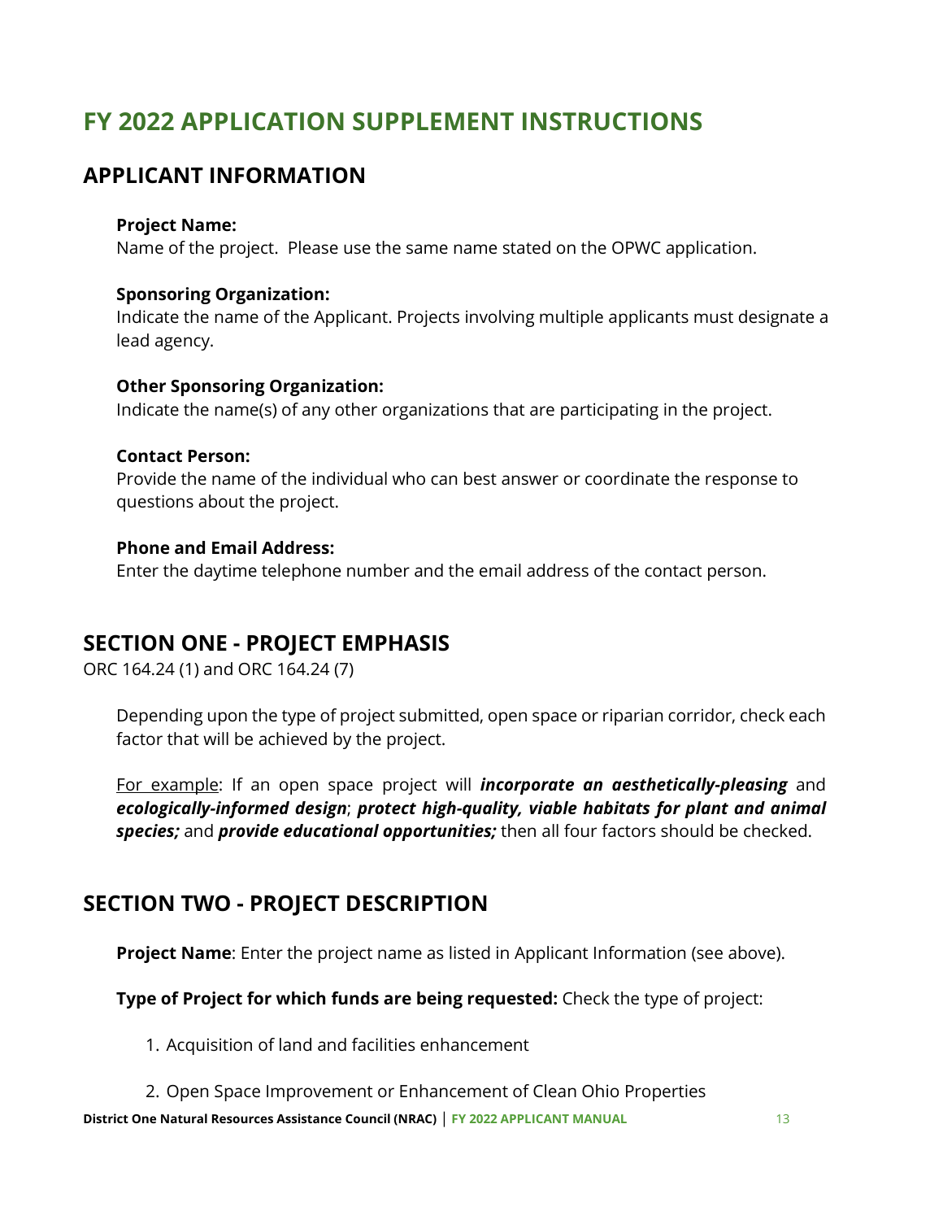# FY 2022 APPLICATION SUPPLEMENT INSTRUCTIONS

## APPLICANT INFORMATION

**Project Name:**
Name of the project. Please use the same name stated on the OPWC application.

**Sponsoring Organization:**
Indicate the name of the Applicant. Projects involving multiple applicants must designate a lead agency.

**Other Sponsoring Organization:**
Indicate the name(s) of any other organizations that are participating in the project.

**Contact Person:**
Provide the name of the individual who can best answer or coordinate the response to questions about the project.

**Phone and Email Address:**
Enter the daytime telephone number and the email address of the contact person.

## SECTION ONE - PROJECT EMPHASIS

ORC 164.24 (1) and ORC 164.24 (7)

Depending upon the type of project submitted, open space or riparian corridor, check each factor that will be achieved by the project.

<u>For example</u>: If an open space project will ***incorporate an aesthetically-pleasing*** and ***ecologically-informed design***; ***protect high-quality, viable habitats for plant and animal species;*** and ***provide educational opportunities;*** then all four factors should be checked.

## SECTION TWO - PROJECT DESCRIPTION

**Project Name**: Enter the project name as listed in Applicant Information (see above).

**Type of Project for which funds are being requested:** Check the type of project:

1. Acquisition of land and facilities enhancement
2. Open Space Improvement or Enhancement of Clean Ohio Properties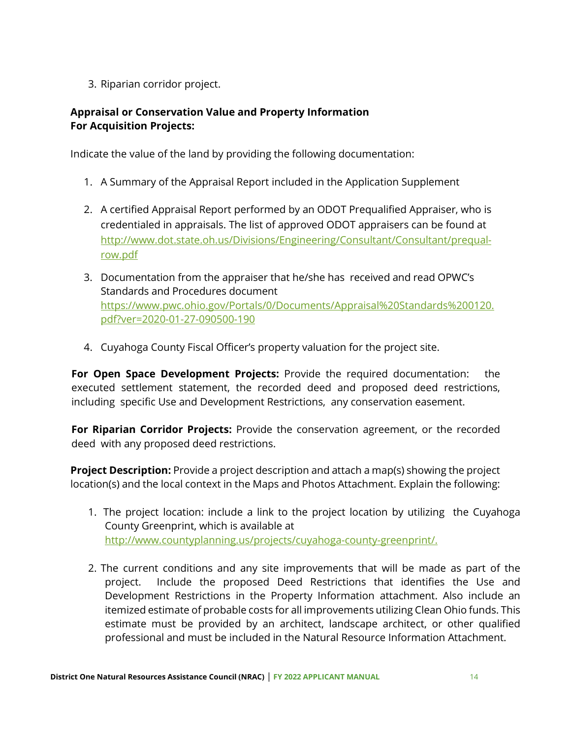3. Riparian corridor project.

**Appraisal or Conservation Value and Property Information**
**For Acquisition Projects:**

Indicate the value of the land by providing the following documentation:

1. A Summary of the Appraisal Report included in the Application Supplement

2. A certified Appraisal Report performed by an ODOT Prequalified Appraiser, who is credentialed in appraisals. The list of approved ODOT appraisers can be found at http://www.dot.state.oh.us/Divisions/Engineering/Consultant/Consultant/prequal-row.pdf

3. Documentation from the appraiser that he/she has received and read OPWC's Standards and Procedures document https://www.pwc.ohio.gov/Portals/0/Documents/Appraisal%20Standards%200120.pdf?ver=2020-01-27-090500-190

4. Cuyahoga County Fiscal Officer's property valuation for the project site.

**For Open Space Development Projects:** Provide the required documentation: the executed settlement statement, the recorded deed and proposed deed restrictions, including specific Use and Development Restrictions, any conservation easement.

**For Riparian Corridor Projects:** Provide the conservation agreement, or the recorded deed with any proposed deed restrictions.

**Project Description:** Provide a project description and attach a map(s) showing the project location(s) and the local context in the Maps and Photos Attachment. Explain the following:

1. The project location: include a link to the project location by utilizing the Cuyahoga County Greenprint, which is available at http://www.countyplanning.us/projects/cuyahoga-county-greenprint/.

2. The current conditions and any site improvements that will be made as part of the project. Include the proposed Deed Restrictions that identifies the Use and Development Restrictions in the Property Information attachment. Also include an itemized estimate of probable costs for all improvements utilizing Clean Ohio funds. This estimate must be provided by an architect, landscape architect, or other qualified professional and must be included in the Natural Resource Information Attachment.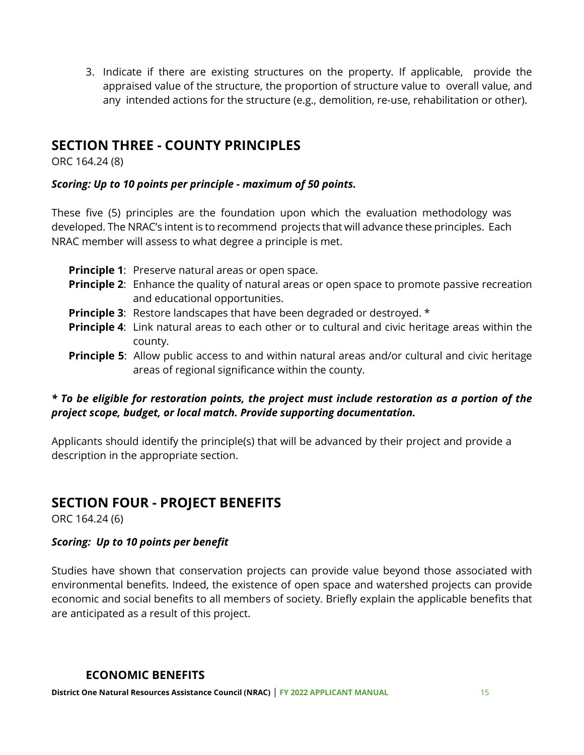3. Indicate if there are existing structures on the property. If applicable, provide the appraised value of the structure, the proportion of structure value to overall value, and any intended actions for the structure (e.g., demolition, re-use, rehabilitation or other).

## SECTION THREE - COUNTY PRINCIPLES

ORC 164.24 (8)

***Scoring: Up to 10 points per principle - maximum of 50 points.***

These five (5) principles are the foundation upon which the evaluation methodology was developed. The NRAC's intent is to recommend projects that will advance these principles. Each NRAC member will assess to what degree a principle is met.

- **Principle 1**: Preserve natural areas or open space.
- **Principle 2**: Enhance the quality of natural areas or open space to promote passive recreation and educational opportunities.
- **Principle 3**: Restore landscapes that have been degraded or destroyed. *
- **Principle 4**: Link natural areas to each other or to cultural and civic heritage areas within the county.
- **Principle 5**: Allow public access to and within natural areas and/or cultural and civic heritage areas of regional significance within the county.

***\* To be eligible for restoration points, the project must include restoration as a portion of the project scope, budget, or local match. Provide supporting documentation.***

Applicants should identify the principle(s) that will be advanced by their project and provide a description in the appropriate section.

## SECTION FOUR - PROJECT BENEFITS

ORC 164.24 (6)

***Scoring: Up to 10 points per benefit***

Studies have shown that conservation projects can provide value beyond those associated with environmental benefits. Indeed, the existence of open space and watershed projects can provide economic and social benefits to all members of society. Briefly explain the applicable benefits that are anticipated as a result of this project.

### ECONOMIC BENEFITS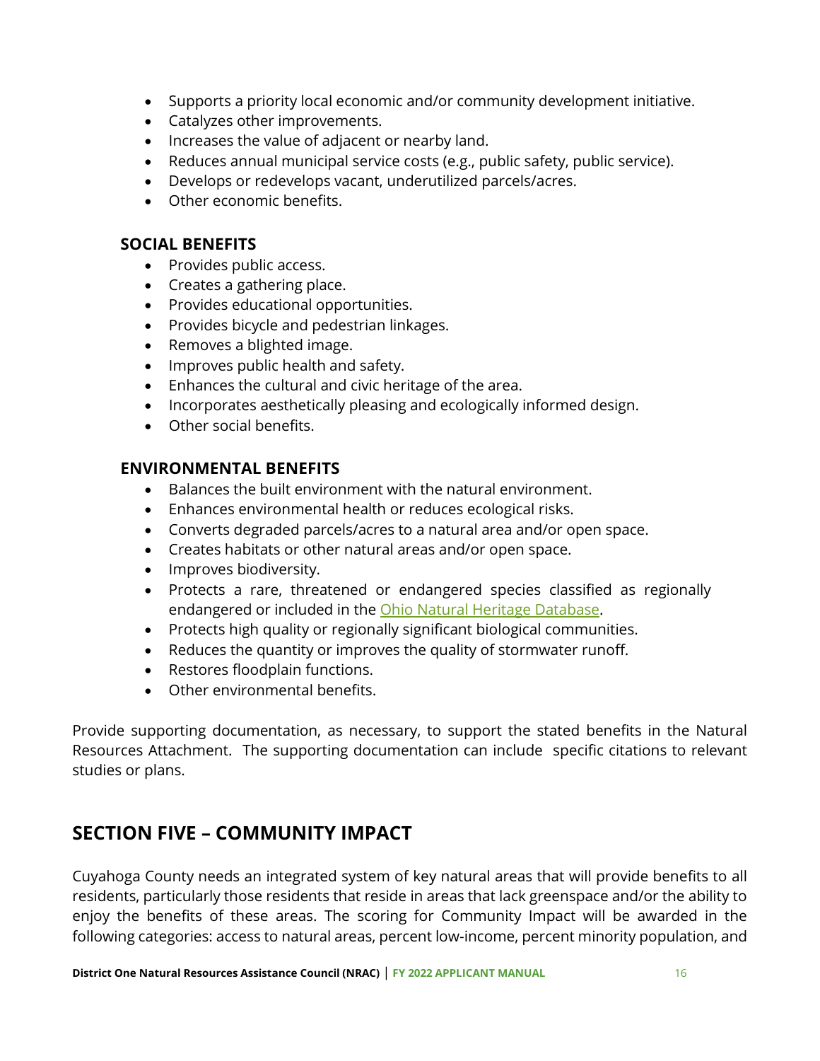- Supports a priority local economic and/or community development initiative.
- Catalyzes other improvements.
- Increases the value of adjacent or nearby land.
- Reduces annual municipal service costs (e.g., public safety, public service).
- Develops or redevelops vacant, underutilized parcels/acres.
- Other economic benefits.

### SOCIAL BENEFITS

- Provides public access.
- Creates a gathering place.
- Provides educational opportunities.
- Provides bicycle and pedestrian linkages.
- Removes a blighted image.
- Improves public health and safety.
- Enhances the cultural and civic heritage of the area.
- Incorporates aesthetically pleasing and ecologically informed design.
- Other social benefits.

### ENVIRONMENTAL BENEFITS

- Balances the built environment with the natural environment.
- Enhances environmental health or reduces ecological risks.
- Converts degraded parcels/acres to a natural area and/or open space.
- Creates habitats or other natural areas and/or open space.
- Improves biodiversity.
- Protects a rare, threatened or endangered species classified as regionally endangered or included in the Ohio Natural Heritage Database.
- Protects high quality or regionally significant biological communities.
- Reduces the quantity or improves the quality of stormwater runoff.
- Restores floodplain functions.
- Other environmental benefits.

Provide supporting documentation, as necessary, to support the stated benefits in the Natural Resources Attachment. The supporting documentation can include specific citations to relevant studies or plans.

## SECTION FIVE – COMMUNITY IMPACT

Cuyahoga County needs an integrated system of key natural areas that will provide benefits to all residents, particularly those residents that reside in areas that lack greenspace and/or the ability to enjoy the benefits of these areas. The scoring for Community Impact will be awarded in the following categories: access to natural areas, percent low-income, percent minority population, and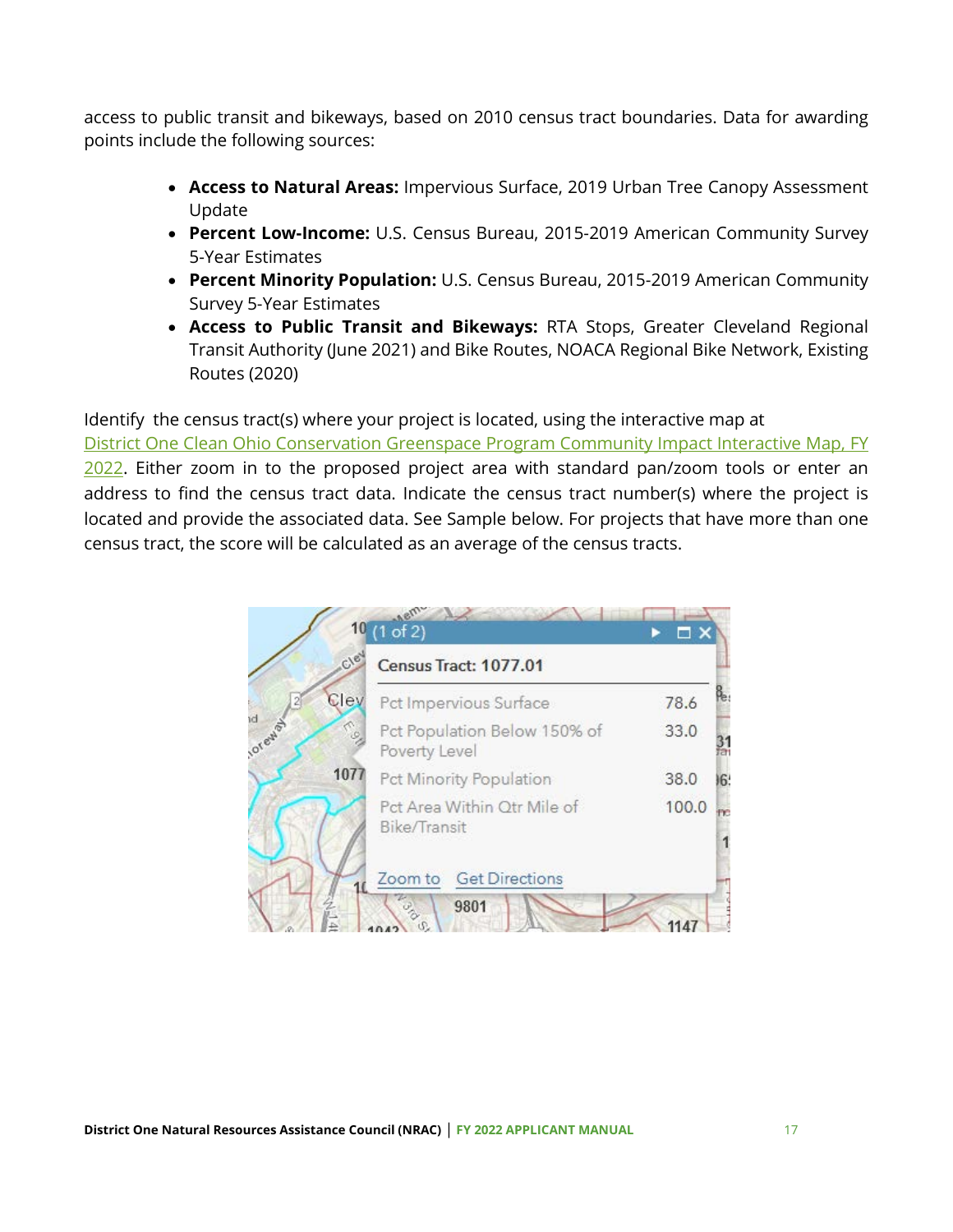access to public transit and bikeways, based on 2010 census tract boundaries. Data for awarding points include the following sources:

- **Access to Natural Areas:** Impervious Surface, 2019 Urban Tree Canopy Assessment Update
- **Percent Low-Income:** U.S. Census Bureau, 2015-2019 American Community Survey 5-Year Estimates
- **Percent Minority Population:** U.S. Census Bureau, 2015-2019 American Community Survey 5-Year Estimates
- **Access to Public Transit and Bikeways:** RTA Stops, Greater Cleveland Regional Transit Authority (June 2021) and Bike Routes, NOACA Regional Bike Network, Existing Routes (2020)

Identify the census tract(s) where your project is located, using the interactive map at District One Clean Ohio Conservation Greenspace Program Community Impact Interactive Map, FY 2022. Either zoom in to the proposed project area with standard pan/zoom tools or enter an address to find the census tract data. Indicate the census tract number(s) where the project is located and provide the associated data. See Sample below. For projects that have more than one census tract, the score will be calculated as an average of the census tracts.

(1 of 2)

**Census Tract: 1077.01**

| | |
|---|---|
| Pct Impervious Surface | 78.6 |
| Pct Population Below 150% of Poverty Level | 33.0 |
| Pct Minority Population | 38.0 |
| Pct Area Within Qtr Mile of Bike/Transit | 100.0 |

Zoom to Get Directions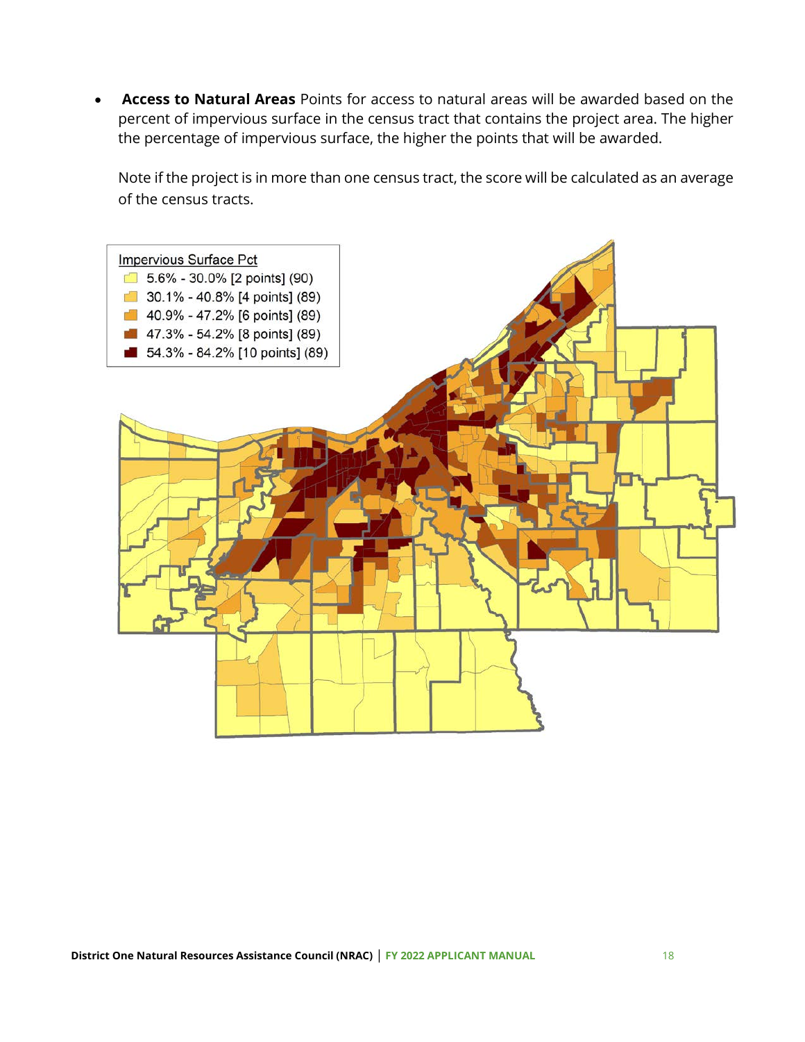- **Access to Natural Areas** Points for access to natural areas will be awarded based on the percent of impervious surface in the census tract that contains the project area. The higher the percentage of impervious surface, the higher the points that will be awarded.

  Note if the project is in more than one census tract, the score will be calculated as an average of the census tracts.

Impervious Surface Pct

- 5.6% - 30.0% [2 points] (90)
- 30.1% - 40.8% [4 points] (89)
- 40.9% - 47.2% [6 points] (89)
- 47.3% - 54.2% [8 points] (89)
- 54.3% - 84.2% [10 points] (89)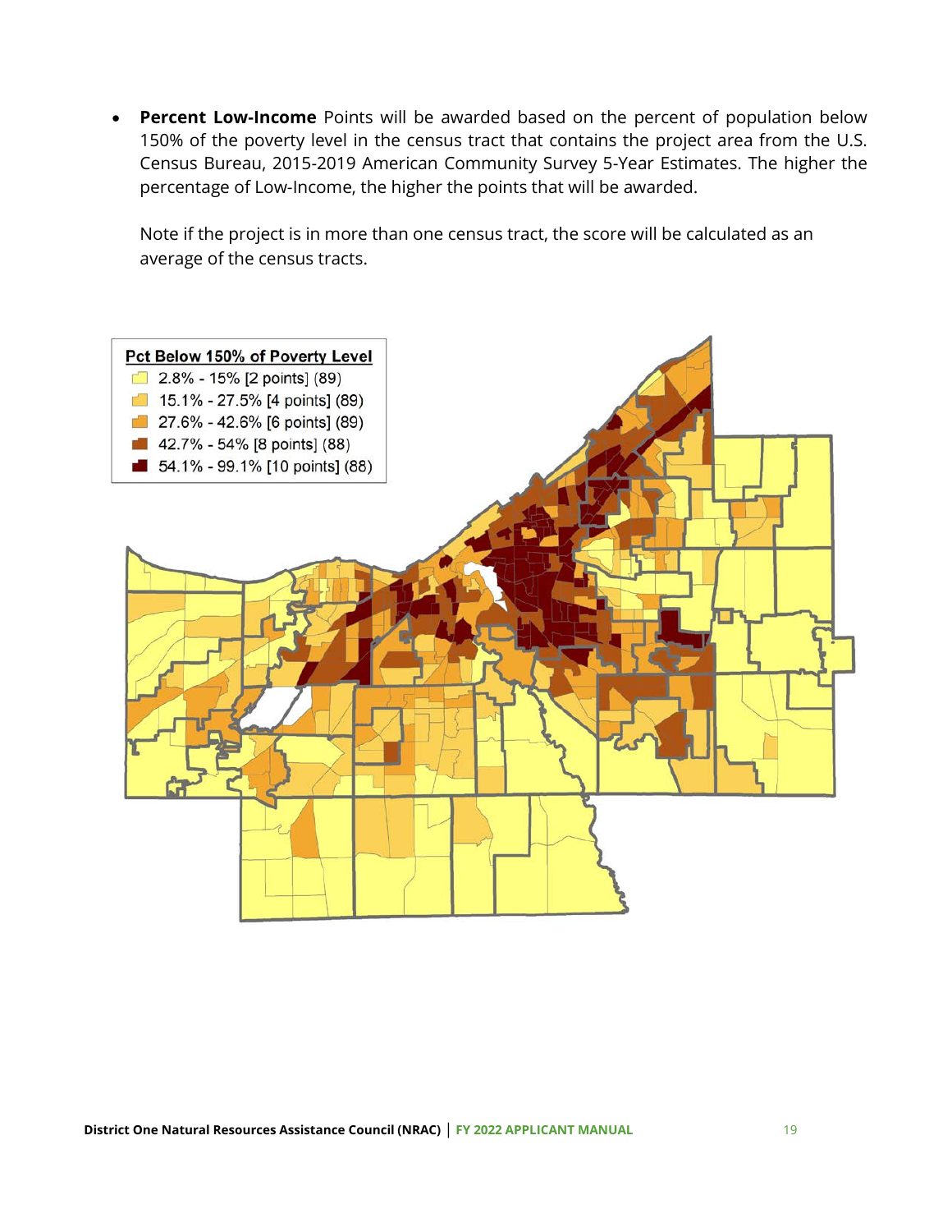- **Percent Low-Income** Points will be awarded based on the percent of population below 150% of the poverty level in the census tract that contains the project area from the U.S. Census Bureau, 2015-2019 American Community Survey 5-Year Estimates. The higher the percentage of Low-Income, the higher the points that will be awarded.

  Note if the project is in more than one census tract, the score will be calculated as an average of the census tracts.

**Pct Below 150% of Poverty Level**

- 2.8% - 15% [2 points] (89)
- 15.1% - 27.5% [4 points] (89)
- 27.6% - 42.6% [6 points] (89)
- 42.7% - 54% [8 points] (88)
- 54.1% - 99.1% [10 points] (88)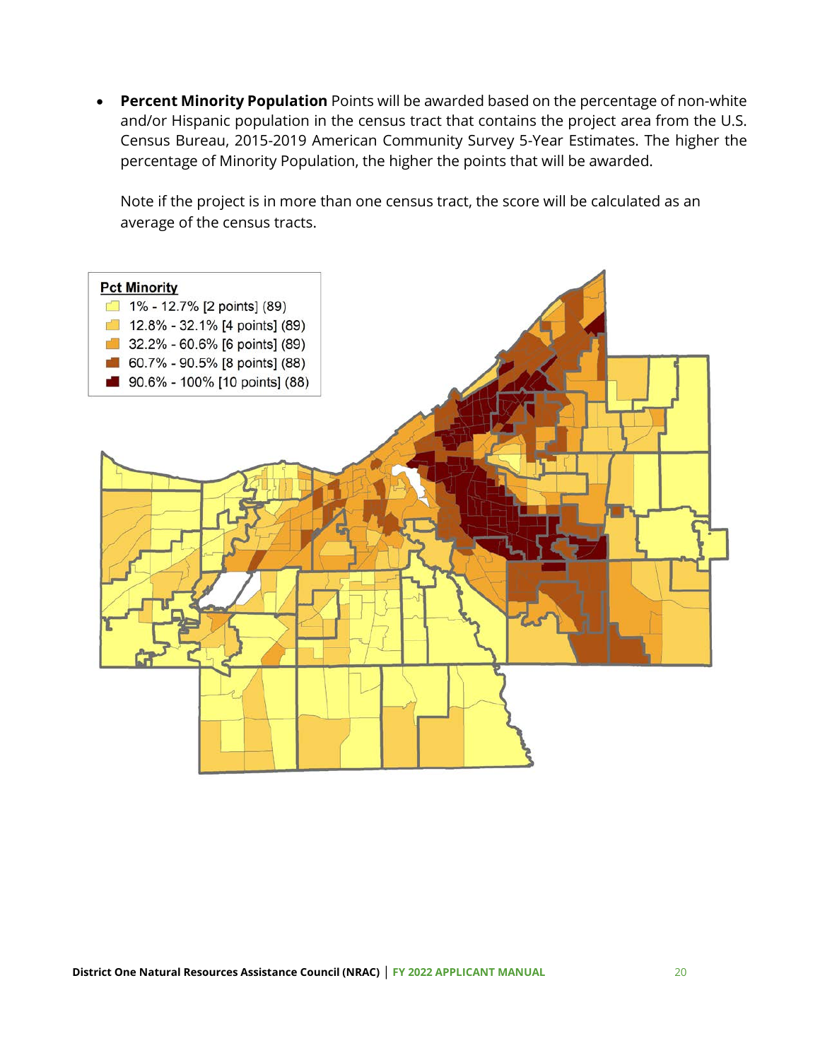- **Percent Minority Population** Points will be awarded based on the percentage of non-white and/or Hispanic population in the census tract that contains the project area from the U.S. Census Bureau, 2015-2019 American Community Survey 5-Year Estimates. The higher the percentage of Minority Population, the higher the points that will be awarded.

  Note if the project is in more than one census tract, the score will be calculated as an average of the census tracts.

**Pct Minority**

- 1% - 12.7% [2 points] (89)
- 12.8% - 32.1% [4 points] (89)
- 32.2% - 60.6% [6 points] (89)
- 60.7% - 90.5% [8 points] (88)
- 90.6% - 100% [10 points] (88)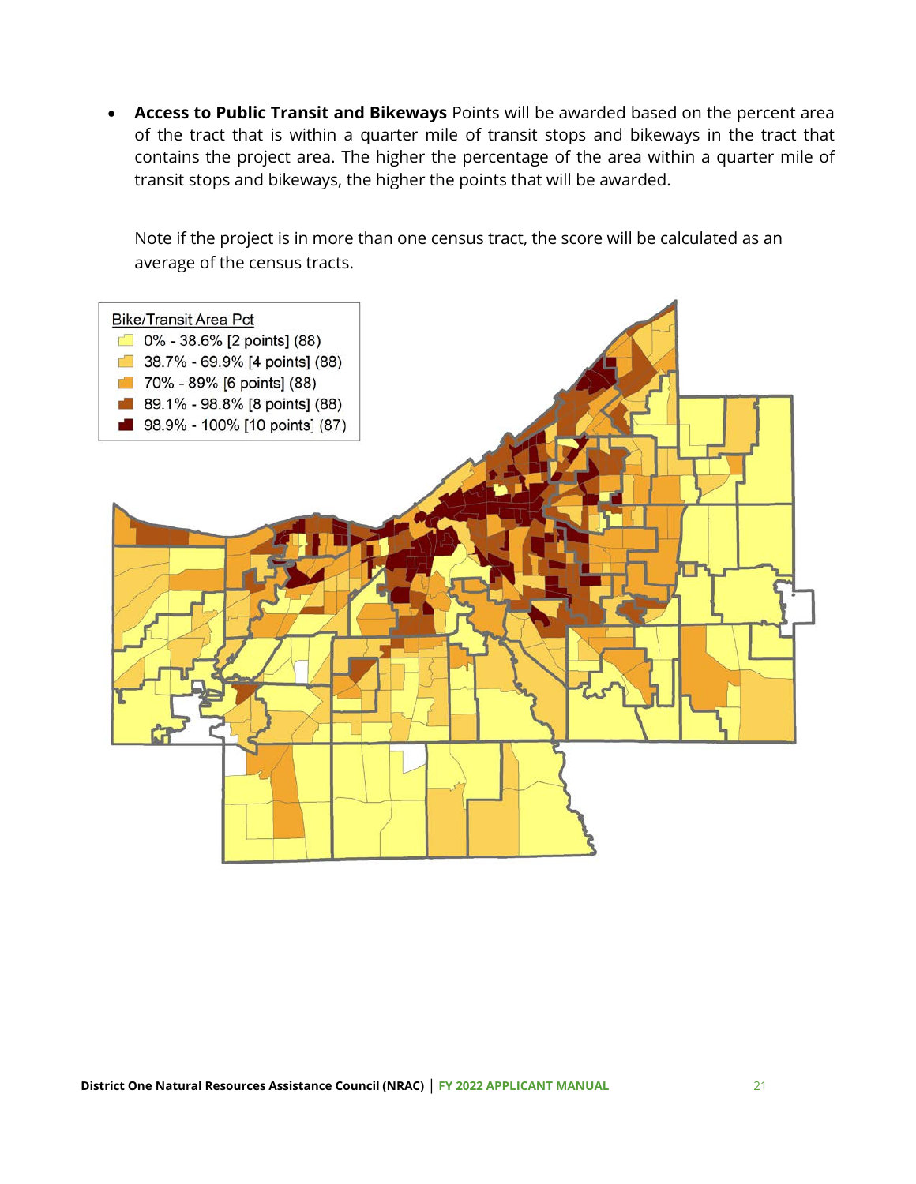- **Access to Public Transit and Bikeways** Points will be awarded based on the percent area of the tract that is within a quarter mile of transit stops and bikeways in the tract that contains the project area. The higher the percentage of the area within a quarter mile of transit stops and bikeways, the higher the points that will be awarded.

  Note if the project is in more than one census tract, the score will be calculated as an average of the census tracts.

Bike/Transit Area Pct
- 0% - 38.6% [2 points] (88)
- 38.7% - 69.9% [4 points] (88)
- 70% - 89% [6 points] (88)
- 89.1% - 98.8% [8 points] (88)
- 98.9% - 100% [10 points] (87)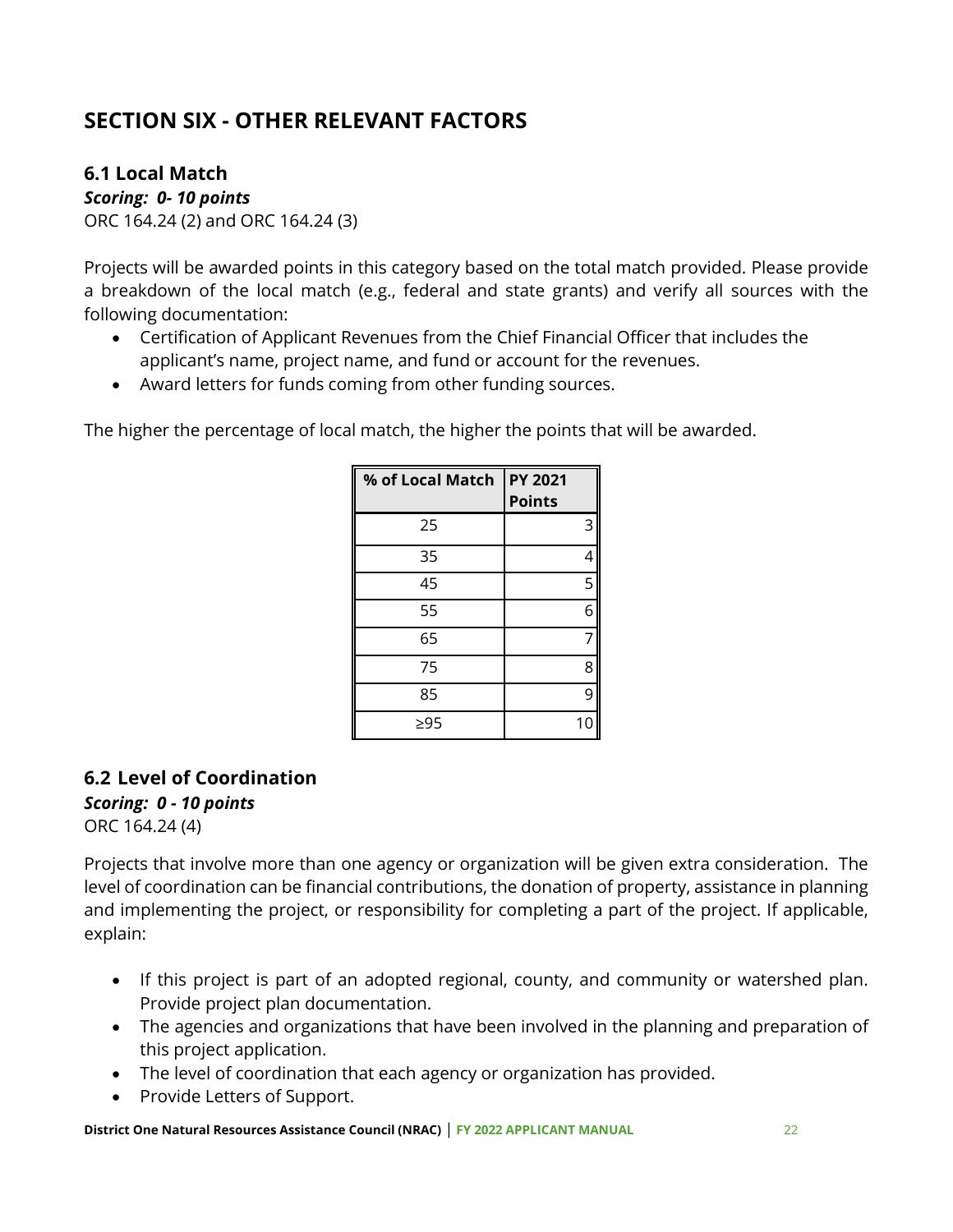## SECTION SIX - OTHER RELEVANT FACTORS

### 6.1 Local Match

***Scoring: 0- 10 points***

ORC 164.24 (2) and ORC 164.24 (3)

Projects will be awarded points in this category based on the total match provided. Please provide a breakdown of the local match (e.g., federal and state grants) and verify all sources with the following documentation:

- Certification of Applicant Revenues from the Chief Financial Officer that includes the applicant's name, project name, and fund or account for the revenues.
- Award letters for funds coming from other funding sources.

The higher the percentage of local match, the higher the points that will be awarded.

| % of Local Match | PY 2021 Points |
|---|---|
| 25 | 3 |
| 35 | 4 |
| 45 | 5 |
| 55 | 6 |
| 65 | 7 |
| 75 | 8 |
| 85 | 9 |
| ≥95 | 10 |

### 6.2 Level of Coordination

***Scoring: 0 - 10 points***

ORC 164.24 (4)

Projects that involve more than one agency or organization will be given extra consideration. The level of coordination can be financial contributions, the donation of property, assistance in planning and implementing the project, or responsibility for completing a part of the project. If applicable, explain:

- If this project is part of an adopted regional, county, and community or watershed plan. Provide project plan documentation.
- The agencies and organizations that have been involved in the planning and preparation of this project application.
- The level of coordination that each agency or organization has provided.
- Provide Letters of Support.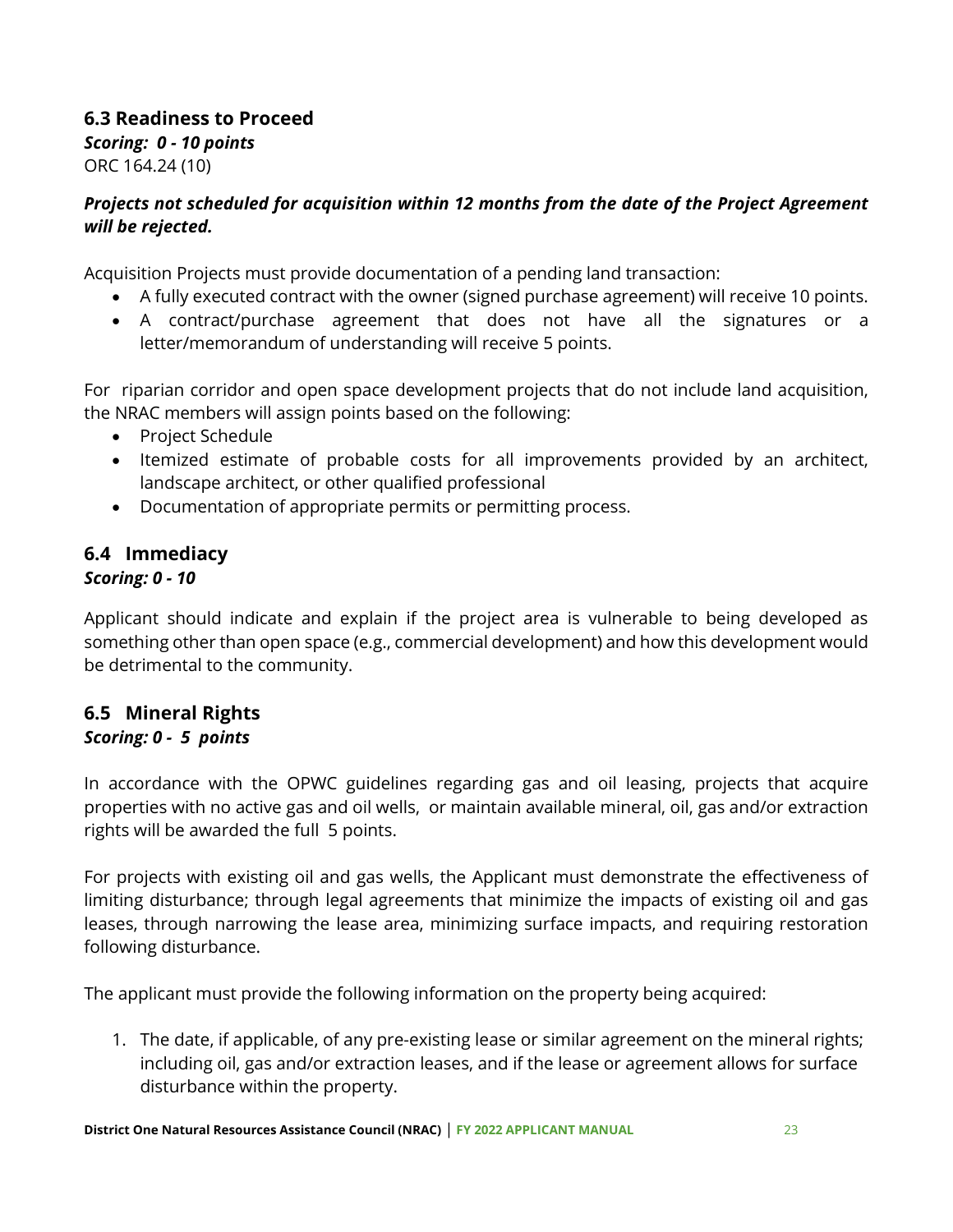### 6.3 Readiness to Proceed

***Scoring: 0 - 10 points***
ORC 164.24 (10)

***Projects not scheduled for acquisition within 12 months from the date of the Project Agreement will be rejected.***

Acquisition Projects must provide documentation of a pending land transaction:

- A fully executed contract with the owner (signed purchase agreement) will receive 10 points.
- A contract/purchase agreement that does not have all the signatures or a letter/memorandum of understanding will receive 5 points.

For riparian corridor and open space development projects that do not include land acquisition, the NRAC members will assign points based on the following:

- Project Schedule
- Itemized estimate of probable costs for all improvements provided by an architect, landscape architect, or other qualified professional
- Documentation of appropriate permits or permitting process.

### 6.4 Immediacy

***Scoring: 0 - 10***

Applicant should indicate and explain if the project area is vulnerable to being developed as something other than open space (e.g., commercial development) and how this development would be detrimental to the community.

### 6.5 Mineral Rights

***Scoring: 0 - 5 points***

In accordance with the OPWC guidelines regarding gas and oil leasing, projects that acquire properties with no active gas and oil wells, or maintain available mineral, oil, gas and/or extraction rights will be awarded the full 5 points.

For projects with existing oil and gas wells, the Applicant must demonstrate the effectiveness of limiting disturbance; through legal agreements that minimize the impacts of existing oil and gas leases, through narrowing the lease area, minimizing surface impacts, and requiring restoration following disturbance.

The applicant must provide the following information on the property being acquired:

1. The date, if applicable, of any pre-existing lease or similar agreement on the mineral rights; including oil, gas and/or extraction leases, and if the lease or agreement allows for surface disturbance within the property.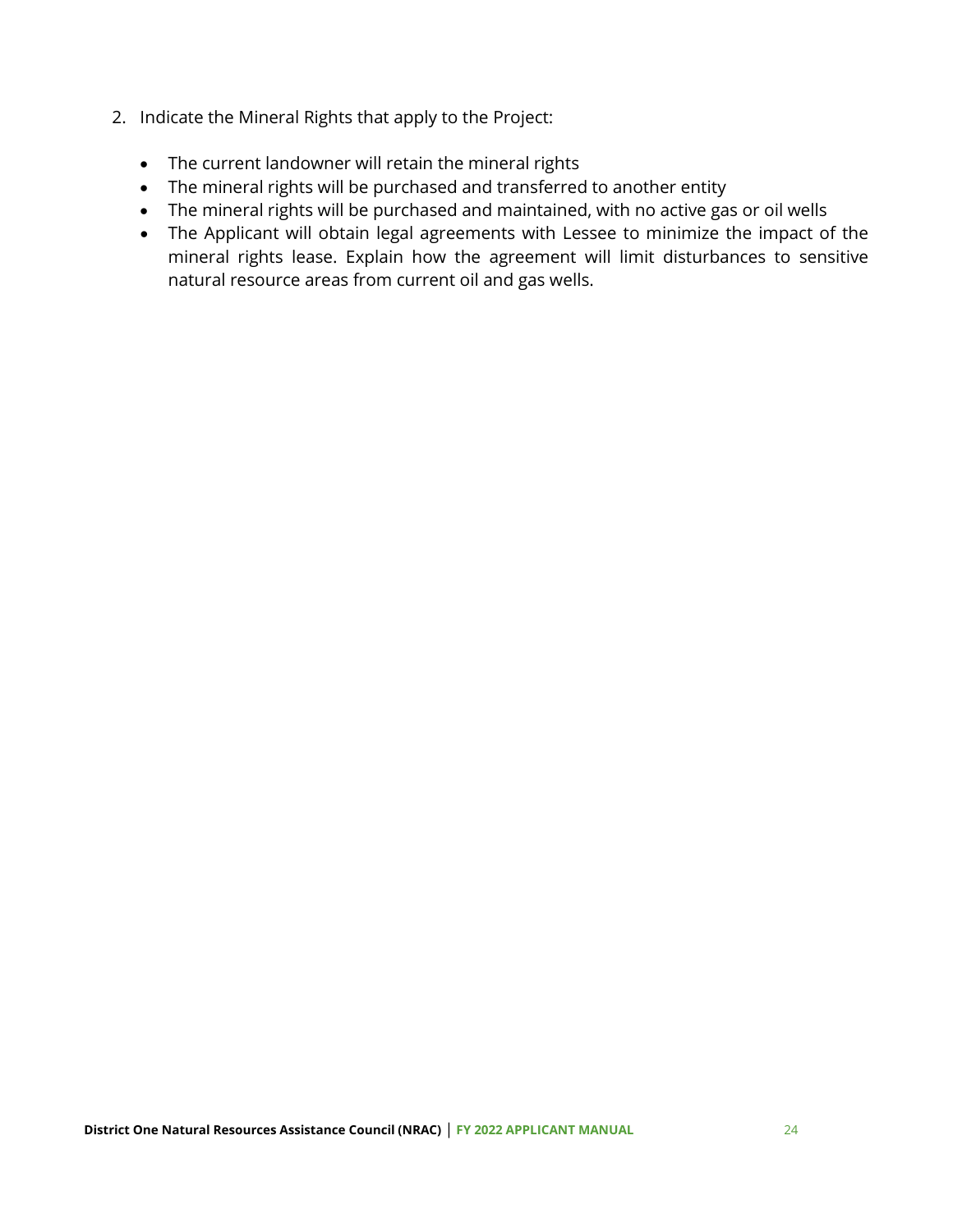2. Indicate the Mineral Rights that apply to the Project:

    - The current landowner will retain the mineral rights
    - The mineral rights will be purchased and transferred to another entity
    - The mineral rights will be purchased and maintained, with no active gas or oil wells
    - The Applicant will obtain legal agreements with Lessee to minimize the impact of the mineral rights lease. Explain how the agreement will limit disturbances to sensitive natural resource areas from current oil and gas wells.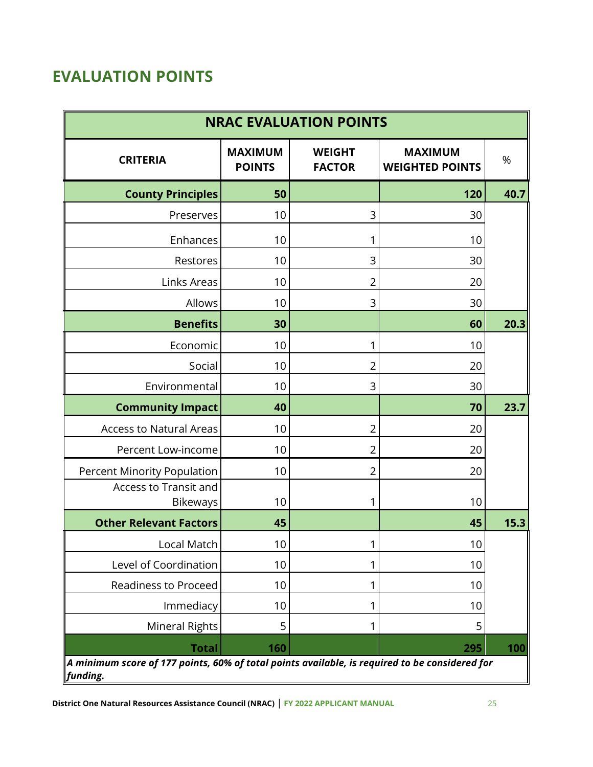## EVALUATION POINTS

| NRAC EVALUATION POINTS | | | | |
|---|---|---|---|---|
| **CRITERIA** | **MAXIMUM POINTS** | **WEIGHT FACTOR** | **MAXIMUM WEIGHTED POINTS** | % |
| **County Principles** | **50** | | **120** | **40.7** |
| Preserves | 10 | 3 | 30 | |
| Enhances | 10 | 1 | 10 | |
| Restores | 10 | 3 | 30 | |
| Links Areas | 10 | 2 | 20 | |
| Allows | 10 | 3 | 30 | |
| **Benefits** | **30** | | **60** | **20.3** |
| Economic | 10 | 1 | 10 | |
| Social | 10 | 2 | 20 | |
| Environmental | 10 | 3 | 30 | |
| **Community Impact** | **40** | | **70** | **23.7** |
| Access to Natural Areas | 10 | 2 | 20 | |
| Percent Low-income | 10 | 2 | 20 | |
| Percent Minority Population | 10 | 2 | 20 | |
| Access to Transit and Bikeways | 10 | 1 | 10 | |
| **Other Relevant Factors** | **45** | | **45** | **15.3** |
| Local Match | 10 | 1 | 10 | |
| Level of Coordination | 10 | 1 | 10 | |
| Readiness to Proceed | 10 | 1 | 10 | |
| Immediacy | 10 | 1 | 10 | |
| Mineral Rights | 5 | 1 | 5 | |
| **Total** | **160** | | **295** | **100** |

***A minimum score of 177 points, 60% of total points available, is required to be considered for funding.***